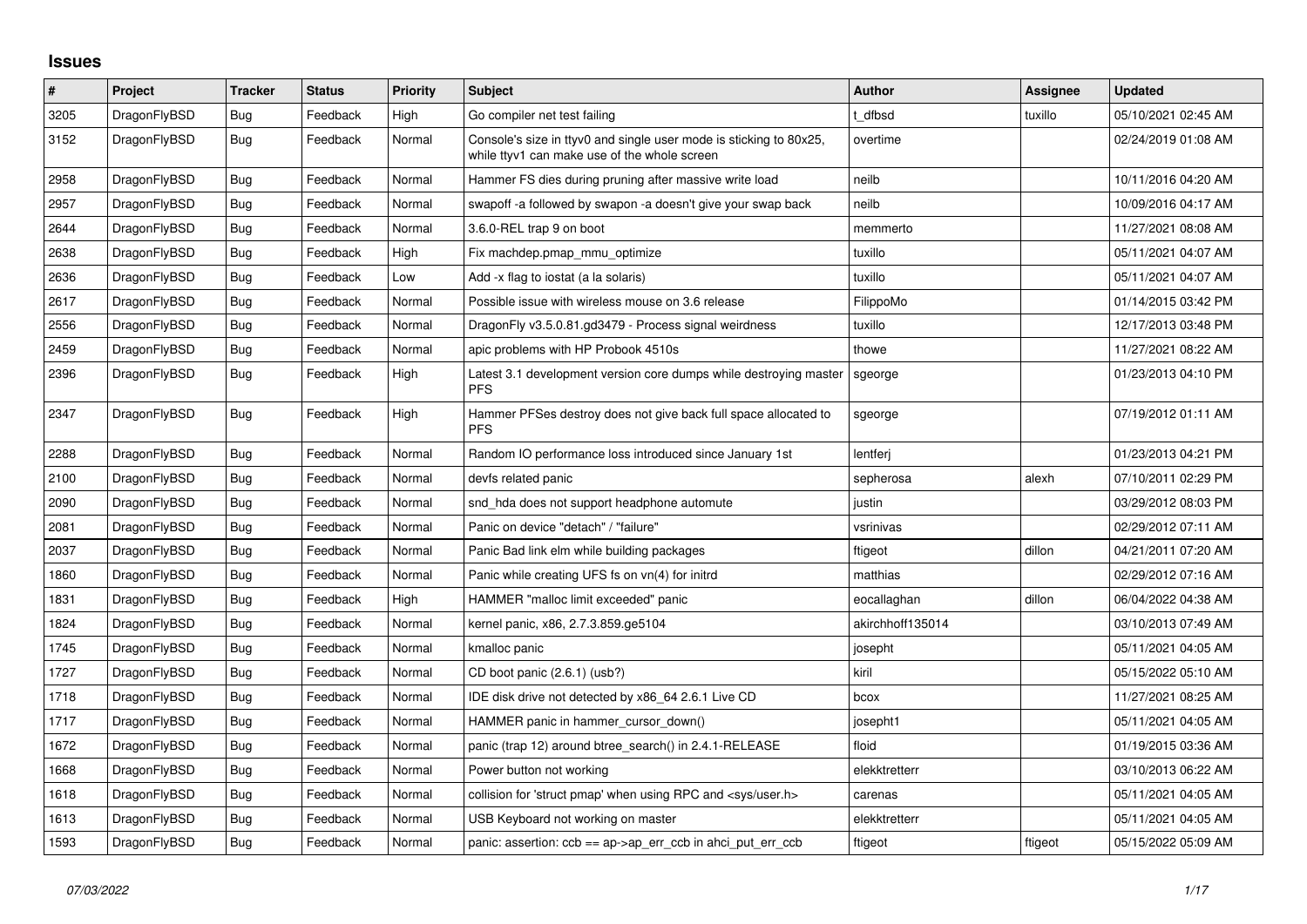# Issues

| # | Project | Tracker | Status | Priority | Subject | Author | Assignee | Updated |
|---|---|---|---|---|---|---|---|---|
| 3205 | DragonFlyBSD | Bug | Feedback | High | Go compiler net test failing | t_dfbsd | tuxillo | 05/10/2021 02:45 AM |
| 3152 | DragonFlyBSD | Bug | Feedback | Normal | Console's size in ttyv0 and single user mode is sticking to 80x25, while ttyv1 can make use of the whole screen | overtime | | 02/24/2019 01:08 AM |
| 2958 | DragonFlyBSD | Bug | Feedback | Normal | Hammer FS dies during pruning after massive write load | neilb | | 10/11/2016 04:20 AM |
| 2957 | DragonFlyBSD | Bug | Feedback | Normal | swapoff -a followed by swapon -a doesn't give your swap back | neilb | | 10/09/2016 04:17 AM |
| 2644 | DragonFlyBSD | Bug | Feedback | Normal | 3.6.0-REL trap 9 on boot | memmerto | | 11/27/2021 08:08 AM |
| 2638 | DragonFlyBSD | Bug | Feedback | High | Fix machdep.pmap_mmu_optimize | tuxillo | | 05/11/2021 04:07 AM |
| 2636 | DragonFlyBSD | Bug | Feedback | Low | Add -x flag to iostat (a la solaris) | tuxillo | | 05/11/2021 04:07 AM |
| 2617 | DragonFlyBSD | Bug | Feedback | Normal | Possible issue with wireless mouse on 3.6 release | FilippoMo | | 01/14/2015 03:42 PM |
| 2556 | DragonFlyBSD | Bug | Feedback | Normal | DragonFly v3.5.0.81.gd3479 - Process signal weirdness | tuxillo | | 12/17/2013 03:48 PM |
| 2459 | DragonFlyBSD | Bug | Feedback | Normal | apic problems with HP Probook 4510s | thowe | | 11/27/2021 08:22 AM |
| 2396 | DragonFlyBSD | Bug | Feedback | High | Latest 3.1 development version core dumps while destroying master PFS | sgeorge | | 01/23/2013 04:10 PM |
| 2347 | DragonFlyBSD | Bug | Feedback | High | Hammer PFSes destroy does not give back full space allocated to PFS | sgeorge | | 07/19/2012 01:11 AM |
| 2288 | DragonFlyBSD | Bug | Feedback | Normal | Random IO performance loss introduced since January 1st | lentferj | | 01/23/2013 04:21 PM |
| 2100 | DragonFlyBSD | Bug | Feedback | Normal | devfs related panic | sepherosa | alexh | 07/10/2011 02:29 PM |
| 2090 | DragonFlyBSD | Bug | Feedback | Normal | snd_hda does not support headphone automute | justin | | 03/29/2012 08:03 PM |
| 2081 | DragonFlyBSD | Bug | Feedback | Normal | Panic on device "detach" / "failure" | vsrinivas | | 02/29/2012 07:11 AM |
| 2037 | DragonFlyBSD | Bug | Feedback | Normal | Panic Bad link elm while building packages | ftigeot | dillon | 04/21/2011 07:20 AM |
| 1860 | DragonFlyBSD | Bug | Feedback | Normal | Panic while creating UFS fs on vn(4) for initrd | matthias | | 02/29/2012 07:16 AM |
| 1831 | DragonFlyBSD | Bug | Feedback | High | HAMMER "malloc limit exceeded" panic | eocallaghan | dillon | 06/04/2022 04:38 AM |
| 1824 | DragonFlyBSD | Bug | Feedback | Normal | kernel panic, x86, 2.7.3.859.ge5104 | akirchhoff135014 | | 03/10/2013 07:49 AM |
| 1745 | DragonFlyBSD | Bug | Feedback | Normal | kmalloc panic | josepht | | 05/11/2021 04:05 AM |
| 1727 | DragonFlyBSD | Bug | Feedback | Normal | CD boot panic (2.6.1) (usb?) | kiril | | 05/15/2022 05:10 AM |
| 1718 | DragonFlyBSD | Bug | Feedback | Normal | IDE disk drive not detected by x86_64 2.6.1 Live CD | bcox | | 11/27/2021 08:25 AM |
| 1717 | DragonFlyBSD | Bug | Feedback | Normal | HAMMER panic in hammer_cursor_down() | josepht1 | | 05/11/2021 04:05 AM |
| 1672 | DragonFlyBSD | Bug | Feedback | Normal | panic (trap 12) around btree_search() in 2.4.1-RELEASE | floid | | 01/19/2015 03:36 AM |
| 1668 | DragonFlyBSD | Bug | Feedback | Normal | Power button not working | elekktretterr | | 03/10/2013 06:22 AM |
| 1618 | DragonFlyBSD | Bug | Feedback | Normal | collision for 'struct pmap' when using RPC and <sys/user.h> | carenas | | 05/11/2021 04:05 AM |
| 1613 | DragonFlyBSD | Bug | Feedback | Normal | USB Keyboard not working on master | elekktretterr | | 05/11/2021 04:05 AM |
| 1593 | DragonFlyBSD | Bug | Feedback | Normal | panic: assertion: ccb == ap->ap_err_ccb in ahci_put_err_ccb | ftigeot | ftigeot | 05/15/2022 05:09 AM |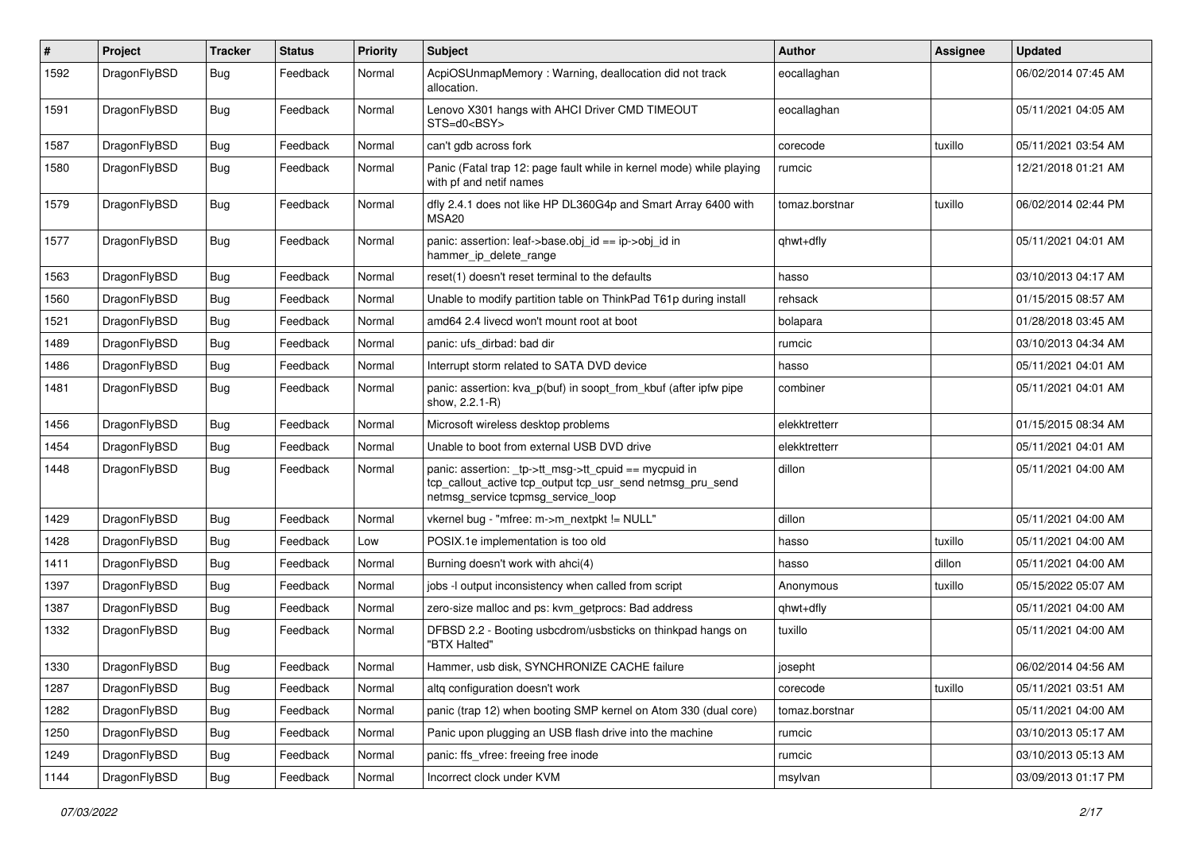| # | Project | Tracker | Status | Priority | Subject | Author | Assignee | Updated |
|---|---|---|---|---|---|---|---|---|
| 1592 | DragonFlyBSD | Bug | Feedback | Normal | AcpiOSUnmapMemory : Warning, deallocation did not track allocation. | eocallaghan | | 06/02/2014 07:45 AM |
| 1591 | DragonFlyBSD | Bug | Feedback | Normal | Lenovo X301 hangs with AHCI Driver CMD TIMEOUT STS=d0<BSY> | eocallaghan | | 05/11/2021 04:05 AM |
| 1587 | DragonFlyBSD | Bug | Feedback | Normal | can't gdb across fork | corecode | tuxillo | 05/11/2021 03:54 AM |
| 1580 | DragonFlyBSD | Bug | Feedback | Normal | Panic (Fatal trap 12: page fault while in kernel mode) while playing with pf and netif names | rumcic | | 12/21/2018 01:21 AM |
| 1579 | DragonFlyBSD | Bug | Feedback | Normal | dfly 2.4.1 does not like HP DL360G4p and Smart Array 6400 with MSA20 | tomaz.borstnar | tuxillo | 06/02/2014 02:44 PM |
| 1577 | DragonFlyBSD | Bug | Feedback | Normal | panic: assertion: leaf->base.obj_id == ip->obj_id in hammer_ip_delete_range | qhwt+dfly | | 05/11/2021 04:01 AM |
| 1563 | DragonFlyBSD | Bug | Feedback | Normal | reset(1) doesn't reset terminal to the defaults | hasso | | 03/10/2013 04:17 AM |
| 1560 | DragonFlyBSD | Bug | Feedback | Normal | Unable to modify partition table on ThinkPad T61p during install | rehsack | | 01/15/2015 08:57 AM |
| 1521 | DragonFlyBSD | Bug | Feedback | Normal | amd64 2.4 livecd won't mount root at boot | bolapara | | 01/28/2018 03:45 AM |
| 1489 | DragonFlyBSD | Bug | Feedback | Normal | panic: ufs_dirbad: bad dir | rumcic | | 03/10/2013 04:34 AM |
| 1486 | DragonFlyBSD | Bug | Feedback | Normal | Interrupt storm related to SATA DVD device | hasso | | 05/11/2021 04:01 AM |
| 1481 | DragonFlyBSD | Bug | Feedback | Normal | panic: assertion: kva_p(buf) in soopt_from_kbuf (after ipfw pipe show, 2.2.1-R) | combiner | | 05/11/2021 04:01 AM |
| 1456 | DragonFlyBSD | Bug | Feedback | Normal | Microsoft wireless desktop problems | elekktretterr | | 01/15/2015 08:34 AM |
| 1454 | DragonFlyBSD | Bug | Feedback | Normal | Unable to boot from external USB DVD drive | elekktretterr | | 05/11/2021 04:01 AM |
| 1448 | DragonFlyBSD | Bug | Feedback | Normal | panic: assertion: _tp->tt_msg->tt_cpuid == mycpuid in tcp_callout_active tcp_output tcp_usr_send netmsg_pru_send netmsg_service tcpmsg_service_loop | dillon | | 05/11/2021 04:00 AM |
| 1429 | DragonFlyBSD | Bug | Feedback | Normal | vkernel bug - "mfree: m->m_nextpkt != NULL" | dillon | | 05/11/2021 04:00 AM |
| 1428 | DragonFlyBSD | Bug | Feedback | Low | POSIX.1e implementation is too old | hasso | tuxillo | 05/11/2021 04:00 AM |
| 1411 | DragonFlyBSD | Bug | Feedback | Normal | Burning doesn't work with ahci(4) | hasso | dillon | 05/11/2021 04:00 AM |
| 1397 | DragonFlyBSD | Bug | Feedback | Normal | jobs -l output inconsistency when called from script | Anonymous | tuxillo | 05/15/2022 05:07 AM |
| 1387 | DragonFlyBSD | Bug | Feedback | Normal | zero-size malloc and ps: kvm_getprocs: Bad address | qhwt+dfly | | 05/11/2021 04:00 AM |
| 1332 | DragonFlyBSD | Bug | Feedback | Normal | DFBSD 2.2 - Booting usbcdrom/usbsticks on thinkpad hangs on "BTX Halted" | tuxillo | | 05/11/2021 04:00 AM |
| 1330 | DragonFlyBSD | Bug | Feedback | Normal | Hammer, usb disk, SYNCHRONIZE CACHE failure | josepht | | 06/02/2014 04:56 AM |
| 1287 | DragonFlyBSD | Bug | Feedback | Normal | altq configuration doesn't work | corecode | tuxillo | 05/11/2021 03:51 AM |
| 1282 | DragonFlyBSD | Bug | Feedback | Normal | panic (trap 12) when booting SMP kernel on Atom 330 (dual core) | tomaz.borstnar | | 05/11/2021 04:00 AM |
| 1250 | DragonFlyBSD | Bug | Feedback | Normal | Panic upon plugging an USB flash drive into the machine | rumcic | | 03/10/2013 05:17 AM |
| 1249 | DragonFlyBSD | Bug | Feedback | Normal | panic: ffs_vfree: freeing free inode | rumcic | | 03/10/2013 05:13 AM |
| 1144 | DragonFlyBSD | Bug | Feedback | Normal | Incorrect clock under KVM | msylvan | | 03/09/2013 01:17 PM |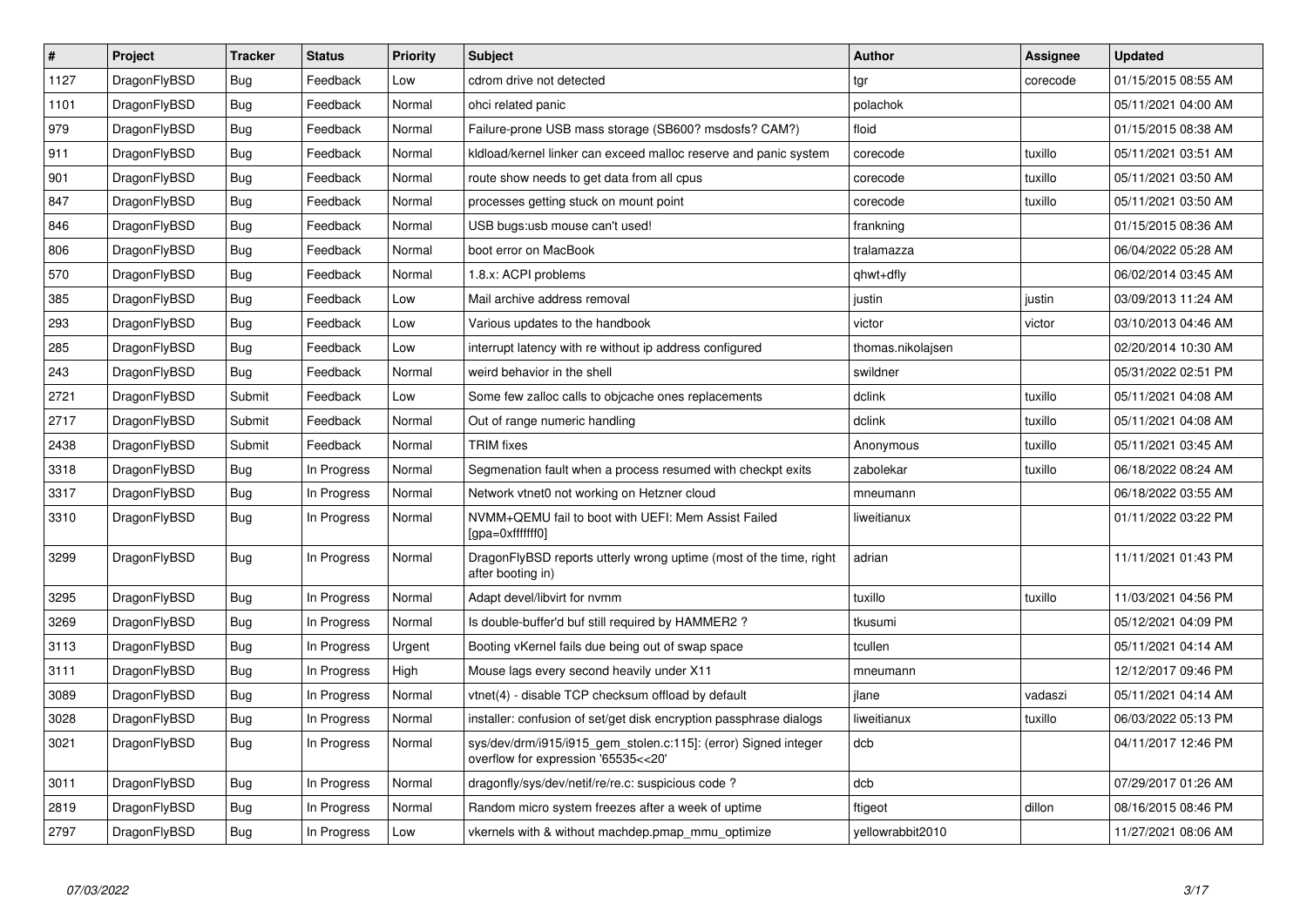| # | Project | Tracker | Status | Priority | Subject | Author | Assignee | Updated |
|---|---|---|---|---|---|---|---|---|
| 1127 | DragonFlyBSD | Bug | Feedback | Low | cdrom drive not detected | tgr | corecode | 01/15/2015 08:55 AM |
| 1101 | DragonFlyBSD | Bug | Feedback | Normal | ohci related panic | polachok | | 05/11/2021 04:00 AM |
| 979 | DragonFlyBSD | Bug | Feedback | Normal | Failure-prone USB mass storage (SB600? msdosfs? CAM?) | floid | | 01/15/2015 08:38 AM |
| 911 | DragonFlyBSD | Bug | Feedback | Normal | kldload/kernel linker can exceed malloc reserve and panic system | corecode | tuxillo | 05/11/2021 03:51 AM |
| 901 | DragonFlyBSD | Bug | Feedback | Normal | route show needs to get data from all cpus | corecode | tuxillo | 05/11/2021 03:50 AM |
| 847 | DragonFlyBSD | Bug | Feedback | Normal | processes getting stuck on mount point | corecode | tuxillo | 05/11/2021 03:50 AM |
| 846 | DragonFlyBSD | Bug | Feedback | Normal | USB bugs:usb mouse can't used! | frankning | | 01/15/2015 08:36 AM |
| 806 | DragonFlyBSD | Bug | Feedback | Normal | boot error on MacBook | tralamazza | | 06/04/2022 05:28 AM |
| 570 | DragonFlyBSD | Bug | Feedback | Normal | 1.8.x: ACPI problems | qhwt+dfly | | 06/02/2014 03:45 AM |
| 385 | DragonFlyBSD | Bug | Feedback | Low | Mail archive address removal | justin | justin | 03/09/2013 11:24 AM |
| 293 | DragonFlyBSD | Bug | Feedback | Low | Various updates to the handbook | victor | victor | 03/10/2013 04:46 AM |
| 285 | DragonFlyBSD | Bug | Feedback | Low | interrupt latency with re without ip address configured | thomas.nikolajsen | | 02/20/2014 10:30 AM |
| 243 | DragonFlyBSD | Bug | Feedback | Normal | weird behavior in the shell | swildner | | 05/31/2022 02:51 PM |
| 2721 | DragonFlyBSD | Submit | Feedback | Low | Some few zalloc calls to objcache ones replacements | dclink | tuxillo | 05/11/2021 04:08 AM |
| 2717 | DragonFlyBSD | Submit | Feedback | Normal | Out of range numeric handling | dclink | tuxillo | 05/11/2021 04:08 AM |
| 2438 | DragonFlyBSD | Submit | Feedback | Normal | TRIM fixes | Anonymous | tuxillo | 05/11/2021 03:45 AM |
| 3318 | DragonFlyBSD | Bug | In Progress | Normal | Segmenation fault when a process resumed with checkpt exits | zabolekar | tuxillo | 06/18/2022 08:24 AM |
| 3317 | DragonFlyBSD | Bug | In Progress | Normal | Network vtnet0 not working on Hetzner cloud | mneumann | | 06/18/2022 03:55 AM |
| 3310 | DragonFlyBSD | Bug | In Progress | Normal | NVMM+QEMU fail to boot with UEFI: Mem Assist Failed [gpa=0xfffffff0] | liweitianux | | 01/11/2022 03:22 PM |
| 3299 | DragonFlyBSD | Bug | In Progress | Normal | DragonFlyBSD reports utterly wrong uptime (most of the time, right after booting in) | adrian | | 11/11/2021 01:43 PM |
| 3295 | DragonFlyBSD | Bug | In Progress | Normal | Adapt devel/libvirt for nvmm | tuxillo | tuxillo | 11/03/2021 04:56 PM |
| 3269 | DragonFlyBSD | Bug | In Progress | Normal | Is double-buffer'd buf still required by HAMMER2 ? | tkusumi | | 05/12/2021 04:09 PM |
| 3113 | DragonFlyBSD | Bug | In Progress | Urgent | Booting vKernel fails due being out of swap space | tcullen | | 05/11/2021 04:14 AM |
| 3111 | DragonFlyBSD | Bug | In Progress | High | Mouse lags every second heavily under X11 | mneumann | | 12/12/2017 09:46 PM |
| 3089 | DragonFlyBSD | Bug | In Progress | Normal | vtnet(4) - disable TCP checksum offload by default | jlane | vadaszi | 05/11/2021 04:14 AM |
| 3028 | DragonFlyBSD | Bug | In Progress | Normal | installer: confusion of set/get disk encryption passphrase dialogs | liweitianux | tuxillo | 06/03/2022 05:13 PM |
| 3021 | DragonFlyBSD | Bug | In Progress | Normal | sys/dev/drm/i915/i915_gem_stolen.c:115]: (error) Signed integer overflow for expression '65535<<20' | dcb | | 04/11/2017 12:46 PM |
| 3011 | DragonFlyBSD | Bug | In Progress | Normal | dragonfly/sys/dev/netif/re/re.c: suspicious code ? | dcb | | 07/29/2017 01:26 AM |
| 2819 | DragonFlyBSD | Bug | In Progress | Normal | Random micro system freezes after a week of uptime | ftigeot | dillon | 08/16/2015 08:46 PM |
| 2797 | DragonFlyBSD | Bug | In Progress | Low | vkernels with & without machdep.pmap_mmu_optimize | yellowrabbit2010 | | 11/27/2021 08:06 AM |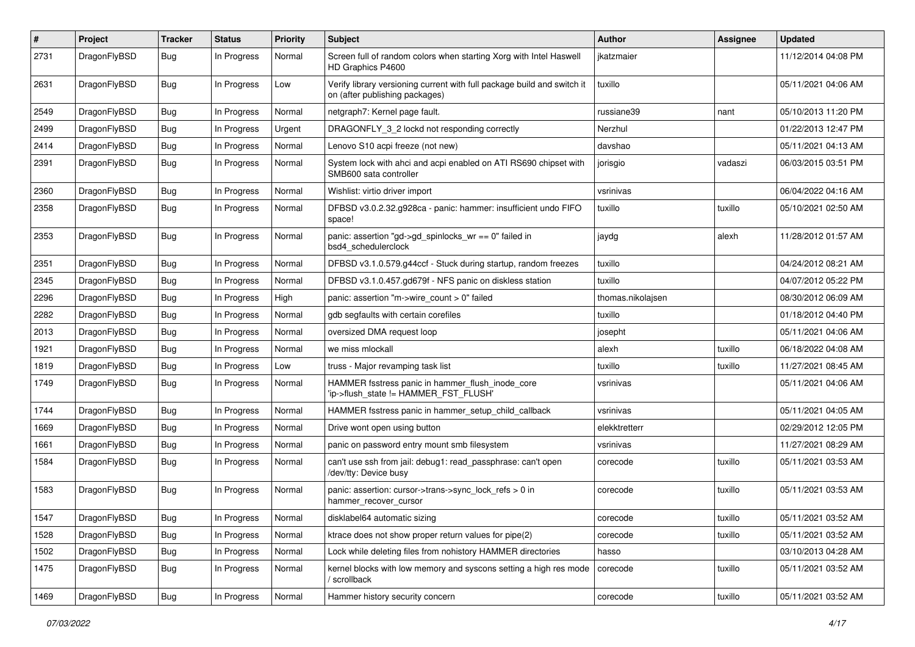| # | Project | Tracker | Status | Priority | Subject | Author | Assignee | Updated |
|---|---|---|---|---|---|---|---|---|
| 2731 | DragonFlyBSD | Bug | In Progress | Normal | Screen full of random colors when starting Xorg with Intel Haswell HD Graphics P4600 | jkatzmaier | | 11/12/2014 04:08 PM |
| 2631 | DragonFlyBSD | Bug | In Progress | Low | Verify library versioning current with full package build and switch it on (after publishing packages) | tuxillo | | 05/11/2021 04:06 AM |
| 2549 | DragonFlyBSD | Bug | In Progress | Normal | netgraph7: Kernel page fault. | russiane39 | nant | 05/10/2013 11:20 PM |
| 2499 | DragonFlyBSD | Bug | In Progress | Urgent | DRAGONFLY_3_2 lockd not responding correctly | Nerzhul | | 01/22/2013 12:47 PM |
| 2414 | DragonFlyBSD | Bug | In Progress | Normal | Lenovo S10 acpi freeze (not new) | davshao | | 05/11/2021 04:13 AM |
| 2391 | DragonFlyBSD | Bug | In Progress | Normal | System lock with ahci and acpi enabled on ATI RS690 chipset with SMB600 sata controller | jorisgio | vadaszi | 06/03/2015 03:51 PM |
| 2360 | DragonFlyBSD | Bug | In Progress | Normal | Wishlist: virtio driver import | vsrinivas | | 06/04/2022 04:16 AM |
| 2358 | DragonFlyBSD | Bug | In Progress | Normal | DFBSD v3.0.2.32.g928ca - panic: hammer: insufficient undo FIFO space! | tuxillo | tuxillo | 05/10/2021 02:50 AM |
| 2353 | DragonFlyBSD | Bug | In Progress | Normal | panic: assertion "gd->gd_spinlocks_wr == 0" failed in bsd4_schedulerclock | jaydg | alexh | 11/28/2012 01:57 AM |
| 2351 | DragonFlyBSD | Bug | In Progress | Normal | DFBSD v3.1.0.579.g44ccf - Stuck during startup, random freezes | tuxillo | | 04/24/2012 08:21 AM |
| 2345 | DragonFlyBSD | Bug | In Progress | Normal | DFBSD v3.1.0.457.gd679f - NFS panic on diskless station | tuxillo | | 04/07/2012 05:22 PM |
| 2296 | DragonFlyBSD | Bug | In Progress | High | panic: assertion "m->wire_count > 0" failed | thomas.nikolajsen | | 08/30/2012 06:09 AM |
| 2282 | DragonFlyBSD | Bug | In Progress | Normal | gdb segfaults with certain corefiles | tuxillo | | 01/18/2012 04:40 PM |
| 2013 | DragonFlyBSD | Bug | In Progress | Normal | oversized DMA request loop | josepht | | 05/11/2021 04:06 AM |
| 1921 | DragonFlyBSD | Bug | In Progress | Normal | we miss mlockall | alexh | tuxillo | 06/18/2022 04:08 AM |
| 1819 | DragonFlyBSD | Bug | In Progress | Low | truss - Major revamping task list | tuxillo | tuxillo | 11/27/2021 08:45 AM |
| 1749 | DragonFlyBSD | Bug | In Progress | Normal | HAMMER fsstress panic in hammer_flush_inode_core 'ip->flush_state != HAMMER_FST_FLUSH' | vsrinivas | | 05/11/2021 04:06 AM |
| 1744 | DragonFlyBSD | Bug | In Progress | Normal | HAMMER fsstress panic in hammer_setup_child_callback | vsrinivas | | 05/11/2021 04:05 AM |
| 1669 | DragonFlyBSD | Bug | In Progress | Normal | Drive wont open using button | elekktretterr | | 02/29/2012 12:05 PM |
| 1661 | DragonFlyBSD | Bug | In Progress | Normal | panic on password entry mount smb filesystem | vsrinivas | | 11/27/2021 08:29 AM |
| 1584 | DragonFlyBSD | Bug | In Progress | Normal | can't use ssh from jail: debug1: read_passphrase: can't open /dev/tty: Device busy | corecode | tuxillo | 05/11/2021 03:53 AM |
| 1583 | DragonFlyBSD | Bug | In Progress | Normal | panic: assertion: cursor->trans->sync_lock_refs > 0 in hammer_recover_cursor | corecode | tuxillo | 05/11/2021 03:53 AM |
| 1547 | DragonFlyBSD | Bug | In Progress | Normal | disklabel64 automatic sizing | corecode | tuxillo | 05/11/2021 03:52 AM |
| 1528 | DragonFlyBSD | Bug | In Progress | Normal | ktrace does not show proper return values for pipe(2) | corecode | tuxillo | 05/11/2021 03:52 AM |
| 1502 | DragonFlyBSD | Bug | In Progress | Normal | Lock while deleting files from nohistory HAMMER directories | hasso | | 03/10/2013 04:28 AM |
| 1475 | DragonFlyBSD | Bug | In Progress | Normal | kernel blocks with low memory and syscons setting a high res mode / scrollback | corecode | tuxillo | 05/11/2021 03:52 AM |
| 1469 | DragonFlyBSD | Bug | In Progress | Normal | Hammer history security concern | corecode | tuxillo | 05/11/2021 03:52 AM |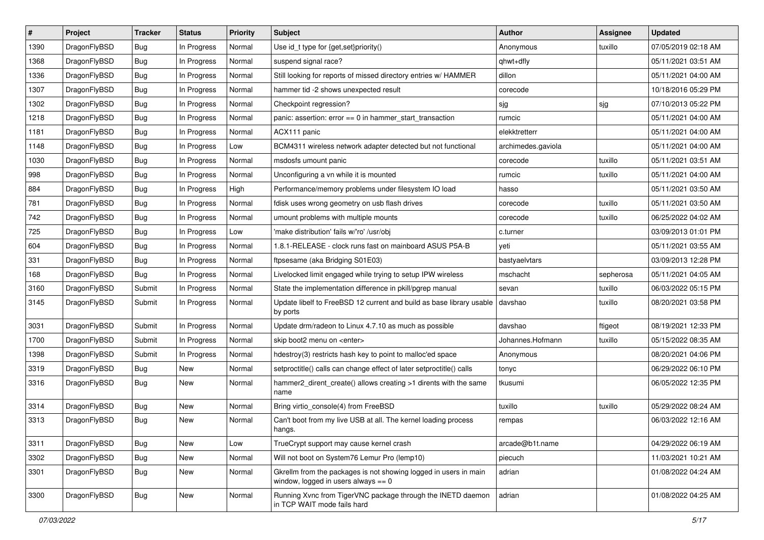| # | Project | Tracker | Status | Priority | Subject | Author | Assignee | Updated |
|---|---|---|---|---|---|---|---|---|
| 1390 | DragonFlyBSD | Bug | In Progress | Normal | Use id_t type for {get,set}priority() | Anonymous | tuxillo | 07/05/2019 02:18 AM |
| 1368 | DragonFlyBSD | Bug | In Progress | Normal | suspend signal race? | qhwt+dfly | | 05/11/2021 03:51 AM |
| 1336 | DragonFlyBSD | Bug | In Progress | Normal | Still looking for reports of missed directory entries w/ HAMMER | dillon | | 05/11/2021 04:00 AM |
| 1307 | DragonFlyBSD | Bug | In Progress | Normal | hammer tid -2 shows unexpected result | corecode | | 10/18/2016 05:29 PM |
| 1302 | DragonFlyBSD | Bug | In Progress | Normal | Checkpoint regression? | sjg | sjg | 07/10/2013 05:22 PM |
| 1218 | DragonFlyBSD | Bug | In Progress | Normal | panic: assertion: error == 0 in hammer_start_transaction | rumcic | | 05/11/2021 04:00 AM |
| 1181 | DragonFlyBSD | Bug | In Progress | Normal | ACX111 panic | elekktretterr | | 05/11/2021 04:00 AM |
| 1148 | DragonFlyBSD | Bug | In Progress | Low | BCM4311 wireless network adapter detected but not functional | archimedes.gaviola | | 05/11/2021 04:00 AM |
| 1030 | DragonFlyBSD | Bug | In Progress | Normal | msdosfs umount panic | corecode | tuxillo | 05/11/2021 03:51 AM |
| 998 | DragonFlyBSD | Bug | In Progress | Normal | Unconfiguring a vn while it is mounted | rumcic | tuxillo | 05/11/2021 04:00 AM |
| 884 | DragonFlyBSD | Bug | In Progress | High | Performance/memory problems under filesystem IO load | hasso | | 05/11/2021 03:50 AM |
| 781 | DragonFlyBSD | Bug | In Progress | Normal | fdisk uses wrong geometry on usb flash drives | corecode | tuxillo | 05/11/2021 03:50 AM |
| 742 | DragonFlyBSD | Bug | In Progress | Normal | umount problems with multiple mounts | corecode | tuxillo | 06/25/2022 04:02 AM |
| 725 | DragonFlyBSD | Bug | In Progress | Low | 'make distribution' fails w/'ro' /usr/obj | c.turner | | 03/09/2013 01:01 PM |
| 604 | DragonFlyBSD | Bug | In Progress | Normal | 1.8.1-RELEASE - clock runs fast on mainboard ASUS P5A-B | yeti | | 05/11/2021 03:55 AM |
| 331 | DragonFlyBSD | Bug | In Progress | Normal | ftpsesame (aka Bridging S01E03) | bastyaelvtars | | 03/09/2013 12:28 PM |
| 168 | DragonFlyBSD | Bug | In Progress | Normal | Livelocked limit engaged while trying to setup IPW wireless | mschacht | sepherosa | 05/11/2021 04:05 AM |
| 3160 | DragonFlyBSD | Submit | In Progress | Normal | State the implementation difference in pkill/pgrep manual | sevan | tuxillo | 06/03/2022 05:15 PM |
| 3145 | DragonFlyBSD | Submit | In Progress | Normal | Update libelf to FreeBSD 12 current and build as base library usable by ports | davshao | tuxillo | 08/20/2021 03:58 PM |
| 3031 | DragonFlyBSD | Submit | In Progress | Normal | Update drm/radeon to Linux 4.7.10 as much as possible | davshao | ftigeot | 08/19/2021 12:33 PM |
| 1700 | DragonFlyBSD | Submit | In Progress | Normal | skip boot2 menu on <enter> | Johannes.Hofmann | tuxillo | 05/15/2022 08:35 AM |
| 1398 | DragonFlyBSD | Submit | In Progress | Normal | hdestroy(3) restricts hash key to point to malloc'ed space | Anonymous | | 08/20/2021 04:06 PM |
| 3319 | DragonFlyBSD | Bug | New | Normal | setproctitle() calls can change effect of later setproctitle() calls | tonyc | | 06/29/2022 06:10 PM |
| 3316 | DragonFlyBSD | Bug | New | Normal | hammer2_dirent_create() allows creating >1 dirents with the same name | tkusumi | | 06/05/2022 12:35 PM |
| 3314 | DragonFlyBSD | Bug | New | Normal | Bring virtio_console(4) from FreeBSD | tuxillo | tuxillo | 05/29/2022 08:24 AM |
| 3313 | DragonFlyBSD | Bug | New | Normal | Can't boot from my live USB at all. The kernel loading process hangs. | rempas | | 06/03/2022 12:16 AM |
| 3311 | DragonFlyBSD | Bug | New | Low | TrueCrypt support may cause kernel crash | arcade@b1t.name | | 04/29/2022 06:19 AM |
| 3302 | DragonFlyBSD | Bug | New | Normal | Will not boot on System76 Lemur Pro (lemp10) | piecuch | | 11/03/2021 10:21 AM |
| 3301 | DragonFlyBSD | Bug | New | Normal | Gkrellm from the packages is not showing logged in users in main window, logged in users always == 0 | adrian | | 01/08/2022 04:24 AM |
| 3300 | DragonFlyBSD | Bug | New | Normal | Running Xvnc from TigerVNC package through the INETD daemon in TCP WAIT mode fails hard | adrian | | 01/08/2022 04:25 AM |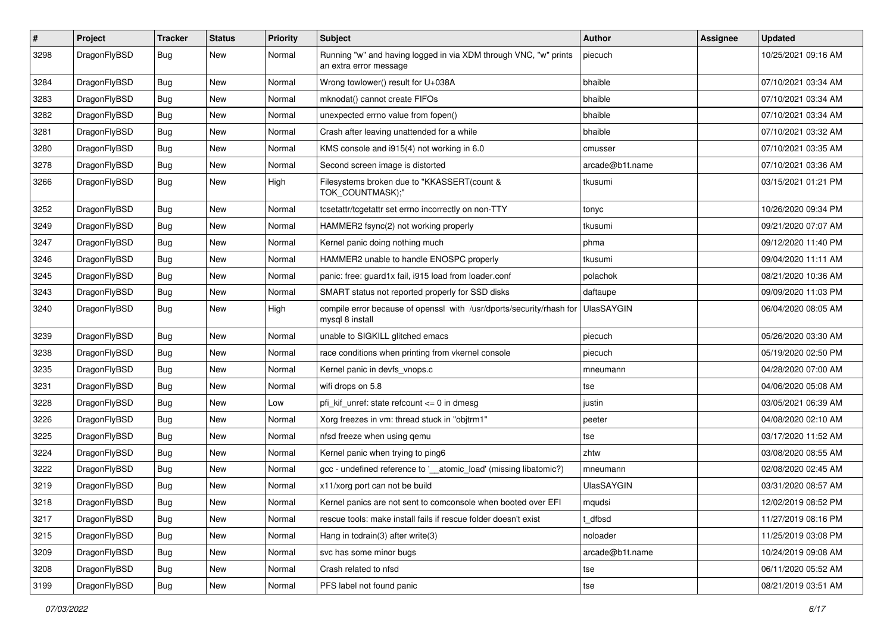| # | Project | Tracker | Status | Priority | Subject | Author | Assignee | Updated |
|---|---|---|---|---|---|---|---|---|
| 3298 | DragonFlyBSD | Bug | New | Normal | Running "w" and having logged in via XDM through VNC, "w" prints an extra error message | piecuch | | 10/25/2021 09:16 AM |
| 3284 | DragonFlyBSD | Bug | New | Normal | Wrong towlower() result for U+038A | bhaible | | 07/10/2021 03:34 AM |
| 3283 | DragonFlyBSD | Bug | New | Normal | mknodat() cannot create FIFOs | bhaible | | 07/10/2021 03:34 AM |
| 3282 | DragonFlyBSD | Bug | New | Normal | unexpected errno value from fopen() | bhaible | | 07/10/2021 03:34 AM |
| 3281 | DragonFlyBSD | Bug | New | Normal | Crash after leaving unattended for a while | bhaible | | 07/10/2021 03:32 AM |
| 3280 | DragonFlyBSD | Bug | New | Normal | KMS console and i915(4) not working in 6.0 | cmusser | | 07/10/2021 03:35 AM |
| 3278 | DragonFlyBSD | Bug | New | Normal | Second screen image is distorted | arcade@b1t.name | | 07/10/2021 03:36 AM |
| 3266 | DragonFlyBSD | Bug | New | High | Filesystems broken due to "KKASSERT(count & TOK_COUNTMASK);" | tkusumi | | 03/15/2021 01:21 PM |
| 3252 | DragonFlyBSD | Bug | New | Normal | tcsetattr/tcgetattr set errno incorrectly on non-TTY | tonyc | | 10/26/2020 09:34 PM |
| 3249 | DragonFlyBSD | Bug | New | Normal | HAMMER2 fsync(2) not working properly | tkusumi | | 09/21/2020 07:07 AM |
| 3247 | DragonFlyBSD | Bug | New | Normal | Kernel panic doing nothing much | phma | | 09/12/2020 11:40 PM |
| 3246 | DragonFlyBSD | Bug | New | Normal | HAMMER2 unable to handle ENOSPC properly | tkusumi | | 09/04/2020 11:11 AM |
| 3245 | DragonFlyBSD | Bug | New | Normal | panic: free: guard1x fail, i915 load from loader.conf | polachok | | 08/21/2020 10:36 AM |
| 3243 | DragonFlyBSD | Bug | New | Normal | SMART status not reported properly for SSD disks | daftaupe | | 09/09/2020 11:03 PM |
| 3240 | DragonFlyBSD | Bug | New | High | compile error because of openssl with /usr/dports/security/rhash for mysql 8 install | UlasSAYGIN | | 06/04/2020 08:05 AM |
| 3239 | DragonFlyBSD | Bug | New | Normal | unable to SIGKILL glitched emacs | piecuch | | 05/26/2020 03:30 AM |
| 3238 | DragonFlyBSD | Bug | New | Normal | race conditions when printing from vkernel console | piecuch | | 05/19/2020 02:50 PM |
| 3235 | DragonFlyBSD | Bug | New | Normal | Kernel panic in devfs_vnops.c | mneumann | | 04/28/2020 07:00 AM |
| 3231 | DragonFlyBSD | Bug | New | Normal | wifi drops on 5.8 | tse | | 04/06/2020 05:08 AM |
| 3228 | DragonFlyBSD | Bug | New | Low | pfi_kif_unref: state refcount <= 0 in dmesg | justin | | 03/05/2021 06:39 AM |
| 3226 | DragonFlyBSD | Bug | New | Normal | Xorg freezes in vm: thread stuck in "objtrm1" | peeter | | 04/08/2020 02:10 AM |
| 3225 | DragonFlyBSD | Bug | New | Normal | nfsd freeze when using qemu | tse | | 03/17/2020 11:52 AM |
| 3224 | DragonFlyBSD | Bug | New | Normal | Kernel panic when trying to ping6 | zhtw | | 03/08/2020 08:55 AM |
| 3222 | DragonFlyBSD | Bug | New | Normal | gcc - undefined reference to '__atomic_load' (missing libatomic?) | mneumann | | 02/08/2020 02:45 AM |
| 3219 | DragonFlyBSD | Bug | New | Normal | x11/xorg port can not be build | UlasSAYGIN | | 03/31/2020 08:57 AM |
| 3218 | DragonFlyBSD | Bug | New | Normal | Kernel panics are not sent to comconsole when booted over EFI | mqudsi | | 12/02/2019 08:52 PM |
| 3217 | DragonFlyBSD | Bug | New | Normal | rescue tools: make install fails if rescue folder doesn't exist | t_dfbsd | | 11/27/2019 08:16 PM |
| 3215 | DragonFlyBSD | Bug | New | Normal | Hang in tcdrain(3) after write(3) | noloader | | 11/25/2019 03:08 PM |
| 3209 | DragonFlyBSD | Bug | New | Normal | svc has some minor bugs | arcade@b1t.name | | 10/24/2019 09:08 AM |
| 3208 | DragonFlyBSD | Bug | New | Normal | Crash related to nfsd | tse | | 06/11/2020 05:52 AM |
| 3199 | DragonFlyBSD | Bug | New | Normal | PFS label not found panic | tse | | 08/21/2019 03:51 AM |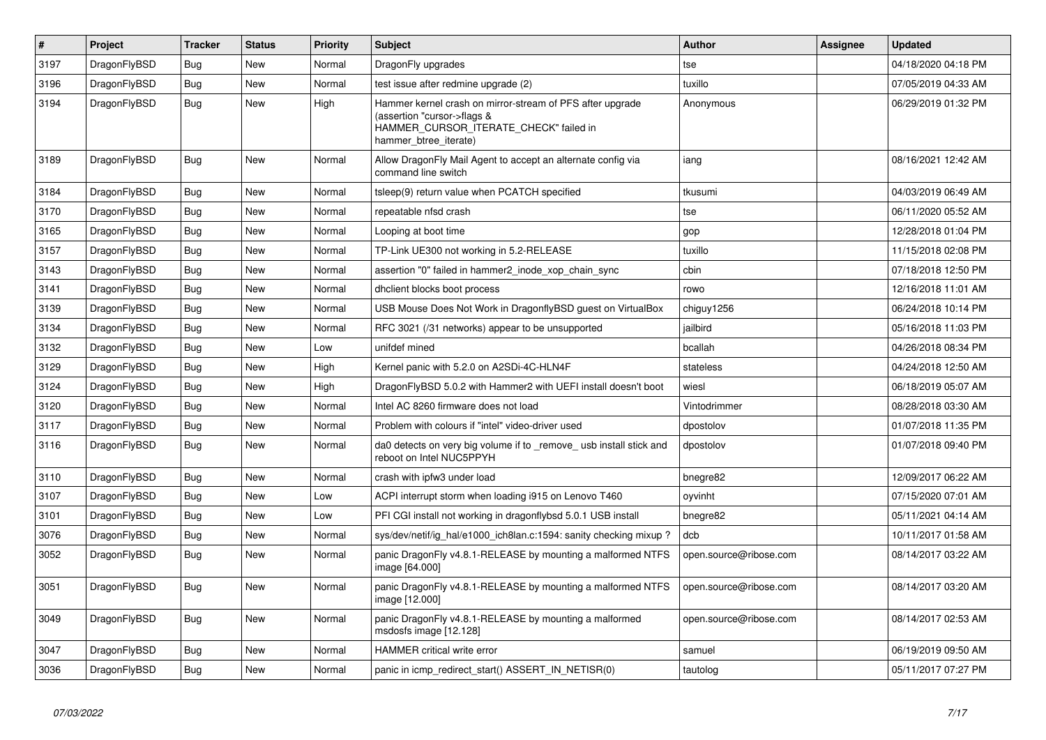| # | Project | Tracker | Status | Priority | Subject | Author | Assignee | Updated |
|---|---|---|---|---|---|---|---|---|
| 3197 | DragonFlyBSD | Bug | New | Normal | DragonFly upgrades | tse | | 04/18/2020 04:18 PM |
| 3196 | DragonFlyBSD | Bug | New | Normal | test issue after redmine upgrade (2) | tuxillo | | 07/05/2019 04:33 AM |
| 3194 | DragonFlyBSD | Bug | New | High | Hammer kernel crash on mirror-stream of PFS after upgrade (assertion "cursor->flags & HAMMER_CURSOR_ITERATE_CHECK" failed in hammer_btree_iterate) | Anonymous | | 06/29/2019 01:32 PM |
| 3189 | DragonFlyBSD | Bug | New | Normal | Allow DragonFly Mail Agent to accept an alternate config via command line switch | iang | | 08/16/2021 12:42 AM |
| 3184 | DragonFlyBSD | Bug | New | Normal | tsleep(9) return value when PCATCH specified | tkusumi | | 04/03/2019 06:49 AM |
| 3170 | DragonFlyBSD | Bug | New | Normal | repeatable nfsd crash | tse | | 06/11/2020 05:52 AM |
| 3165 | DragonFlyBSD | Bug | New | Normal | Looping at boot time | gop | | 12/28/2018 01:04 PM |
| 3157 | DragonFlyBSD | Bug | New | Normal | TP-Link UE300 not working in 5.2-RELEASE | tuxillo | | 11/15/2018 02:08 PM |
| 3143 | DragonFlyBSD | Bug | New | Normal | assertion "0" failed in hammer2_inode_xop_chain_sync | cbin | | 07/18/2018 12:50 PM |
| 3141 | DragonFlyBSD | Bug | New | Normal | dhclient blocks boot process | rowo | | 12/16/2018 11:01 AM |
| 3139 | DragonFlyBSD | Bug | New | Normal | USB Mouse Does Not Work in DragonflyBSD guest on VirtualBox | chiguy1256 | | 06/24/2018 10:14 PM |
| 3134 | DragonFlyBSD | Bug | New | Normal | RFC 3021 (/31 networks) appear to be unsupported | jailbird | | 05/16/2018 11:03 PM |
| 3132 | DragonFlyBSD | Bug | New | Low | unifdef mined | bcallah | | 04/26/2018 08:34 PM |
| 3129 | DragonFlyBSD | Bug | New | High | Kernel panic with 5.2.0 on A2SDi-4C-HLN4F | stateless | | 04/24/2018 12:50 AM |
| 3124 | DragonFlyBSD | Bug | New | High | DragonFlyBSD 5.0.2 with Hammer2 with UEFI install doesn't boot | wiesl | | 06/18/2019 05:07 AM |
| 3120 | DragonFlyBSD | Bug | New | Normal | Intel AC 8260 firmware does not load | Vintodrimmer | | 08/28/2018 03:30 AM |
| 3117 | DragonFlyBSD | Bug | New | Normal | Problem with colours if "intel" video-driver used | dpostolov | | 01/07/2018 11:35 PM |
| 3116 | DragonFlyBSD | Bug | New | Normal | da0 detects on very big volume if to _remove_ usb install stick and reboot on Intel NUC5PPYH | dpostolov | | 01/07/2018 09:40 PM |
| 3110 | DragonFlyBSD | Bug | New | Normal | crash with ipfw3 under load | bnegre82 | | 12/09/2017 06:22 AM |
| 3107 | DragonFlyBSD | Bug | New | Low | ACPI interrupt storm when loading i915 on Lenovo T460 | oyvinht | | 07/15/2020 07:01 AM |
| 3101 | DragonFlyBSD | Bug | New | Low | PFI CGI install not working in dragonflybsd 5.0.1 USB install | bnegre82 | | 05/11/2021 04:14 AM |
| 3076 | DragonFlyBSD | Bug | New | Normal | sys/dev/netif/ig_hal/e1000_ich8lan.c:1594: sanity checking mixup ? | dcb | | 10/11/2017 01:58 AM |
| 3052 | DragonFlyBSD | Bug | New | Normal | panic DragonFly v4.8.1-RELEASE by mounting a malformed NTFS image [64.000] | open.source@ribose.com | | 08/14/2017 03:22 AM |
| 3051 | DragonFlyBSD | Bug | New | Normal | panic DragonFly v4.8.1-RELEASE by mounting a malformed NTFS image [12.000] | open.source@ribose.com | | 08/14/2017 03:20 AM |
| 3049 | DragonFlyBSD | Bug | New | Normal | panic DragonFly v4.8.1-RELEASE by mounting a malformed msdosfs image [12.128] | open.source@ribose.com | | 08/14/2017 02:53 AM |
| 3047 | DragonFlyBSD | Bug | New | Normal | HAMMER critical write error | samuel | | 06/19/2019 09:50 AM |
| 3036 | DragonFlyBSD | Bug | New | Normal | panic in icmp_redirect_start() ASSERT_IN_NETISR(0) | tautolog | | 05/11/2017 07:27 PM |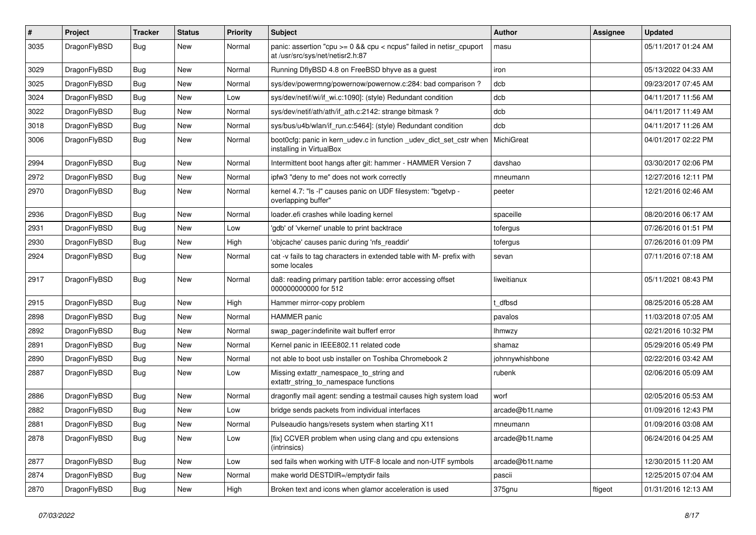| # | Project | Tracker | Status | Priority | Subject | Author | Assignee | Updated |
|---|---|---|---|---|---|---|---|---|
| 3035 | DragonFlyBSD | Bug | New | Normal | panic: assertion "cpu >= 0 && cpu < ncpus" failed in netisr_cpuport at /usr/src/sys/net/netisr2.h:87 | masu | | 05/11/2017 01:24 AM |
| 3029 | DragonFlyBSD | Bug | New | Normal | Running DflyBSD 4.8 on FreeBSD bhyve as a guest | iron | | 05/13/2022 04:33 AM |
| 3025 | DragonFlyBSD | Bug | New | Normal | sys/dev/powermng/powernow/powernow.c:284: bad comparison ? | dcb | | 09/23/2017 07:45 AM |
| 3024 | DragonFlyBSD | Bug | New | Low | sys/dev/netif/wi/if_wi.c:1090]: (style) Redundant condition | dcb | | 04/11/2017 11:56 AM |
| 3022 | DragonFlyBSD | Bug | New | Normal | sys/dev/netif/ath/ath/if_ath.c:2142: strange bitmask ? | dcb | | 04/11/2017 11:49 AM |
| 3018 | DragonFlyBSD | Bug | New | Normal | sys/bus/u4b/wlan/if_run.c:5464]: (style) Redundant condition | dcb | | 04/11/2017 11:26 AM |
| 3006 | DragonFlyBSD | Bug | New | Normal | boot0cfg: panic in kern_udev.c in function _udev_dict_set_cstr when installing in VirtualBox | MichiGreat | | 04/01/2017 02:22 PM |
| 2994 | DragonFlyBSD | Bug | New | Normal | Intermittent boot hangs after git: hammer - HAMMER Version 7 | davshao | | 03/30/2017 02:06 PM |
| 2972 | DragonFlyBSD | Bug | New | Normal | ipfw3 "deny to me" does not work correctly | mneumann | | 12/27/2016 12:11 PM |
| 2970 | DragonFlyBSD | Bug | New | Normal | kernel 4.7: "ls -l" causes panic on UDF filesystem: "bgetvp - overlapping buffer" | peeter | | 12/21/2016 02:46 AM |
| 2936 | DragonFlyBSD | Bug | New | Normal | loader.efi crashes while loading kernel | spaceille | | 08/20/2016 06:17 AM |
| 2931 | DragonFlyBSD | Bug | New | Low | 'gdb' of 'vkernel' unable to print backtrace | tofergus | | 07/26/2016 01:51 PM |
| 2930 | DragonFlyBSD | Bug | New | High | 'objcache' causes panic during 'nfs_readdir' | tofergus | | 07/26/2016 01:09 PM |
| 2924 | DragonFlyBSD | Bug | New | Normal | cat -v fails to tag characters in extended table with M- prefix with some locales | sevan | | 07/11/2016 07:18 AM |
| 2917 | DragonFlyBSD | Bug | New | Normal | da8: reading primary partition table: error accessing offset 000000000000 for 512 | liweitianux | | 05/11/2021 08:43 PM |
| 2915 | DragonFlyBSD | Bug | New | High | Hammer mirror-copy problem | t_dfbsd | | 08/25/2016 05:28 AM |
| 2898 | DragonFlyBSD | Bug | New | Normal | HAMMER panic | pavalos | | 11/03/2018 07:05 AM |
| 2892 | DragonFlyBSD | Bug | New | Normal | swap_pager:indefinite wait bufferf error | lhmwzy | | 02/21/2016 10:32 PM |
| 2891 | DragonFlyBSD | Bug | New | Normal | Kernel panic in IEEE802.11 related code | shamaz | | 05/29/2016 05:49 PM |
| 2890 | DragonFlyBSD | Bug | New | Normal | not able to boot usb installer on Toshiba Chromebook 2 | johnnywhishbone | | 02/22/2016 03:42 AM |
| 2887 | DragonFlyBSD | Bug | New | Low | Missing extattr_namespace_to_string and extattr_string_to_namespace functions | rubenk | | 02/06/2016 05:09 AM |
| 2886 | DragonFlyBSD | Bug | New | Normal | dragonfly mail agent: sending a testmail causes high system load | worf | | 02/05/2016 05:53 AM |
| 2882 | DragonFlyBSD | Bug | New | Low | bridge sends packets from individual interfaces | arcade@b1t.name | | 01/09/2016 12:43 PM |
| 2881 | DragonFlyBSD | Bug | New | Normal | Pulseaudio hangs/resets system when starting X11 | mneumann | | 01/09/2016 03:08 AM |
| 2878 | DragonFlyBSD | Bug | New | Low | [fix] CCVER problem when using clang and cpu extensions (intrinsics) | arcade@b1t.name | | 06/24/2016 04:25 AM |
| 2877 | DragonFlyBSD | Bug | New | Low | sed fails when working with UTF-8 locale and non-UTF symbols | arcade@b1t.name | | 12/30/2015 11:20 AM |
| 2874 | DragonFlyBSD | Bug | New | Normal | make world DESTDIR=/emptydir fails | pascii | | 12/25/2015 07:04 AM |
| 2870 | DragonFlyBSD | Bug | New | High | Broken text and icons when glamor acceleration is used | 375gnu | ftigeot | 01/31/2016 12:13 AM |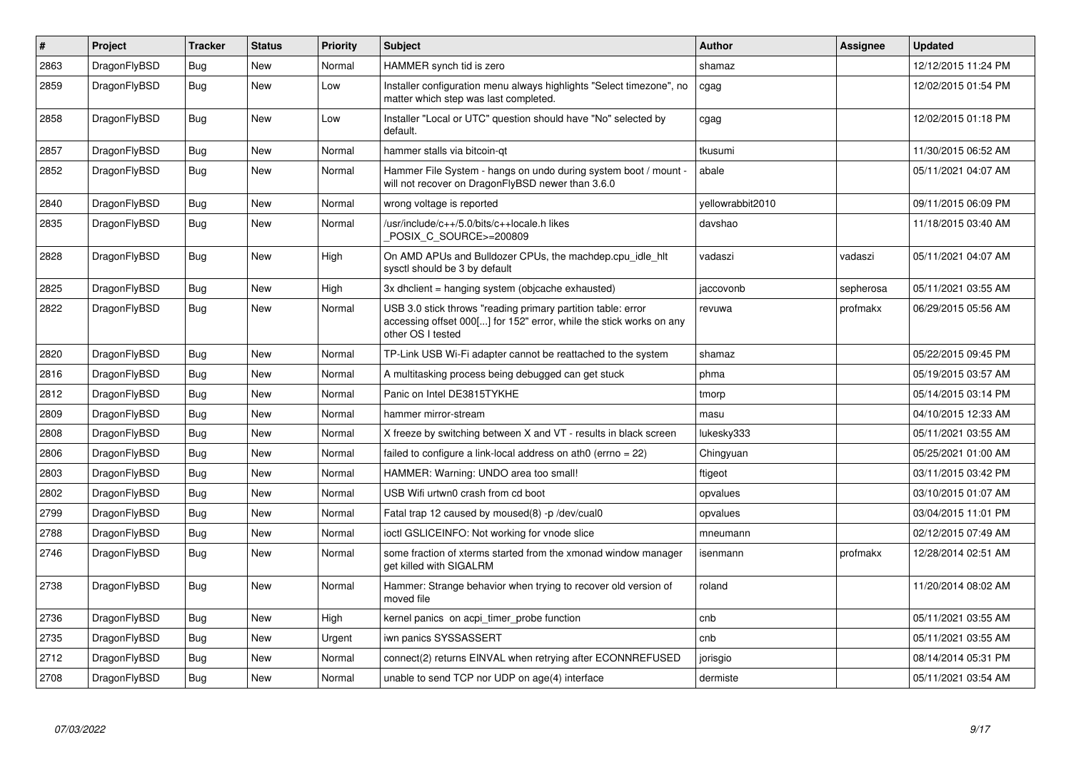| # | Project | Tracker | Status | Priority | Subject | Author | Assignee | Updated |
|---|---|---|---|---|---|---|---|---|
| 2863 | DragonFlyBSD | Bug | New | Normal | HAMMER synch tid is zero | shamaz | | 12/12/2015 11:24 PM |
| 2859 | DragonFlyBSD | Bug | New | Low | Installer configuration menu always highlights "Select timezone", no matter which step was last completed. | cgag | | 12/02/2015 01:54 PM |
| 2858 | DragonFlyBSD | Bug | New | Low | Installer "Local or UTC" question should have "No" selected by default. | cgag | | 12/02/2015 01:18 PM |
| 2857 | DragonFlyBSD | Bug | New | Normal | hammer stalls via bitcoin-qt | tkusumi | | 11/30/2015 06:52 AM |
| 2852 | DragonFlyBSD | Bug | New | Normal | Hammer File System - hangs on undo during system boot / mount - will not recover on DragonFlyBSD newer than 3.6.0 | abale | | 05/11/2021 04:07 AM |
| 2840 | DragonFlyBSD | Bug | New | Normal | wrong voltage is reported | yellowrabbit2010 | | 09/11/2015 06:09 PM |
| 2835 | DragonFlyBSD | Bug | New | Normal | /usr/include/c++/5.0/bits/c++locale.h likes _POSIX_C_SOURCE>=200809 | davshao | | 11/18/2015 03:40 AM |
| 2828 | DragonFlyBSD | Bug | New | High | On AMD APUs and Bulldozer CPUs, the machdep.cpu_idle_hlt sysctl should be 3 by default | vadaszi | vadaszi | 05/11/2021 04:07 AM |
| 2825 | DragonFlyBSD | Bug | New | High | 3x dhclient = hanging system (objcache exhausted) | jaccovonb | sepherosa | 05/11/2021 03:55 AM |
| 2822 | DragonFlyBSD | Bug | New | Normal | USB 3.0 stick throws "reading primary partition table: error accessing offset 000[...] for 152" error, while the stick works on any other OS I tested | revuwa | profmakx | 06/29/2015 05:56 AM |
| 2820 | DragonFlyBSD | Bug | New | Normal | TP-Link USB Wi-Fi adapter cannot be reattached to the system | shamaz | | 05/22/2015 09:45 PM |
| 2816 | DragonFlyBSD | Bug | New | Normal | A multitasking process being debugged can get stuck | phma | | 05/19/2015 03:57 AM |
| 2812 | DragonFlyBSD | Bug | New | Normal | Panic on Intel DE3815TYKHE | tmorp | | 05/14/2015 03:14 PM |
| 2809 | DragonFlyBSD | Bug | New | Normal | hammer mirror-stream | masu | | 04/10/2015 12:33 AM |
| 2808 | DragonFlyBSD | Bug | New | Normal | X freeze by switching between X and VT - results in black screen | lukesky333 | | 05/11/2021 03:55 AM |
| 2806 | DragonFlyBSD | Bug | New | Normal | failed to configure a link-local address on ath0 (errno = 22) | Chingyuan | | 05/25/2021 01:00 AM |
| 2803 | DragonFlyBSD | Bug | New | Normal | HAMMER: Warning: UNDO area too small! | ftigeot | | 03/11/2015 03:42 PM |
| 2802 | DragonFlyBSD | Bug | New | Normal | USB Wifi urtwn0 crash from cd boot | opvalues | | 03/10/2015 01:07 AM |
| 2799 | DragonFlyBSD | Bug | New | Normal | Fatal trap 12 caused by moused(8) -p /dev/cual0 | opvalues | | 03/04/2015 11:01 PM |
| 2788 | DragonFlyBSD | Bug | New | Normal | ioctl GSLICEINFO: Not working for vnode slice | mneumann | | 02/12/2015 07:49 AM |
| 2746 | DragonFlyBSD | Bug | New | Normal | some fraction of xterms started from the xmonad window manager get killed with SIGALRM | isenmann | profmakx | 12/28/2014 02:51 AM |
| 2738 | DragonFlyBSD | Bug | New | Normal | Hammer: Strange behavior when trying to recover old version of moved file | roland | | 11/20/2014 08:02 AM |
| 2736 | DragonFlyBSD | Bug | New | High | kernel panics on acpi_timer_probe function | cnb | | 05/11/2021 03:55 AM |
| 2735 | DragonFlyBSD | Bug | New | Urgent | iwn panics SYSSASSERT | cnb | | 05/11/2021 03:55 AM |
| 2712 | DragonFlyBSD | Bug | New | Normal | connect(2) returns EINVAL when retrying after ECONNREFUSED | jorisgio | | 08/14/2014 05:31 PM |
| 2708 | DragonFlyBSD | Bug | New | Normal | unable to send TCP nor UDP on age(4) interface | dermiste | | 05/11/2021 03:54 AM |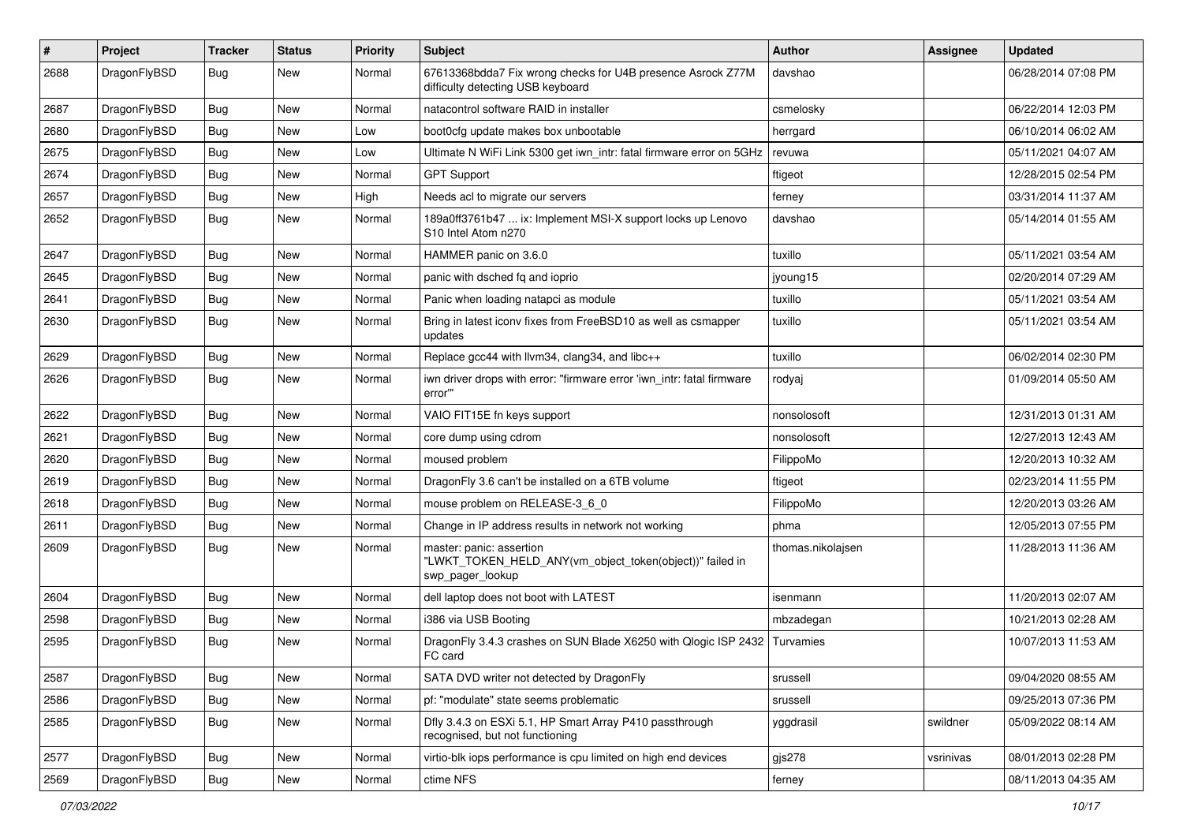| # | Project | Tracker | Status | Priority | Subject | Author | Assignee | Updated |
|---|---|---|---|---|---|---|---|---|
| 2688 | DragonFlyBSD | Bug | New | Normal | 67613368bdda7 Fix wrong checks for U4B presence Asrock Z77M difficulty detecting USB keyboard | davshao | | 06/28/2014 07:08 PM |
| 2687 | DragonFlyBSD | Bug | New | Normal | natacontrol software RAID in installer | csmelosky | | 06/22/2014 12:03 PM |
| 2680 | DragonFlyBSD | Bug | New | Low | boot0cfg update makes box unbootable | herrgard | | 06/10/2014 06:02 AM |
| 2675 | DragonFlyBSD | Bug | New | Low | Ultimate N WiFi Link 5300 get iwn_intr: fatal firmware error on 5GHz | revuwa | | 05/11/2021 04:07 AM |
| 2674 | DragonFlyBSD | Bug | New | Normal | GPT Support | ftigeot | | 12/28/2015 02:54 PM |
| 2657 | DragonFlyBSD | Bug | New | High | Needs acl to migrate our servers | ferney | | 03/31/2014 11:37 AM |
| 2652 | DragonFlyBSD | Bug | New | Normal | 189a0ff3761b47 ... ix: Implement MSI-X support locks up Lenovo S10 Intel Atom n270 | davshao | | 05/14/2014 01:55 AM |
| 2647 | DragonFlyBSD | Bug | New | Normal | HAMMER panic on 3.6.0 | tuxillo | | 05/11/2021 03:54 AM |
| 2645 | DragonFlyBSD | Bug | New | Normal | panic with dsched fq and ioprio | jyoung15 | | 02/20/2014 07:29 AM |
| 2641 | DragonFlyBSD | Bug | New | Normal | Panic when loading natapci as module | tuxillo | | 05/11/2021 03:54 AM |
| 2630 | DragonFlyBSD | Bug | New | Normal | Bring in latest iconv fixes from FreeBSD10 as well as csmapper updates | tuxillo | | 05/11/2021 03:54 AM |
| 2629 | DragonFlyBSD | Bug | New | Normal | Replace gcc44 with llvm34, clang34, and libc++ | tuxillo | | 06/02/2014 02:30 PM |
| 2626 | DragonFlyBSD | Bug | New | Normal | iwn driver drops with error: "firmware error 'iwn_intr: fatal firmware error'" | rodyaj | | 01/09/2014 05:50 AM |
| 2622 | DragonFlyBSD | Bug | New | Normal | VAIO FIT15E fn keys support | nonsolosoft | | 12/31/2013 01:31 AM |
| 2621 | DragonFlyBSD | Bug | New | Normal | core dump using cdrom | nonsolosoft | | 12/27/2013 12:43 AM |
| 2620 | DragonFlyBSD | Bug | New | Normal | moused problem | FilippoMo | | 12/20/2013 10:32 AM |
| 2619 | DragonFlyBSD | Bug | New | Normal | DragonFly 3.6 can't be installed on a 6TB volume | ftigeot | | 02/23/2014 11:55 PM |
| 2618 | DragonFlyBSD | Bug | New | Normal | mouse problem on RELEASE-3_6_0 | FilippoMo | | 12/20/2013 03:26 AM |
| 2611 | DragonFlyBSD | Bug | New | Normal | Change in IP address results in network not working | phma | | 12/05/2013 07:55 PM |
| 2609 | DragonFlyBSD | Bug | New | Normal | master: panic: assertion "LWKT_TOKEN_HELD_ANY(vm_object_token(object))" failed in swp_pager_lookup | thomas.nikolajsen | | 11/28/2013 11:36 AM |
| 2604 | DragonFlyBSD | Bug | New | Normal | dell laptop does not boot with LATEST | isenmann | | 11/20/2013 02:07 AM |
| 2598 | DragonFlyBSD | Bug | New | Normal | i386 via USB Booting | mbzadegan | | 10/21/2013 02:28 AM |
| 2595 | DragonFlyBSD | Bug | New | Normal | DragonFly 3.4.3 crashes on SUN Blade X6250 with Qlogic ISP 2432 FC card | Turvamies | | 10/07/2013 11:53 AM |
| 2587 | DragonFlyBSD | Bug | New | Normal | SATA DVD writer not detected by DragonFly | srussell | | 09/04/2020 08:55 AM |
| 2586 | DragonFlyBSD | Bug | New | Normal | pf: "modulate" state seems problematic | srussell | | 09/25/2013 07:36 PM |
| 2585 | DragonFlyBSD | Bug | New | Normal | Dfly 3.4.3 on ESXi 5.1, HP Smart Array P410 passthrough recognised, but not functioning | yggdrasil | swildner | 05/09/2022 08:14 AM |
| 2577 | DragonFlyBSD | Bug | New | Normal | virtio-blk iops performance is cpu limited on high end devices | gjs278 | vsrinivas | 08/01/2013 02:28 PM |
| 2569 | DragonFlyBSD | Bug | New | Normal | ctime NFS | ferney | | 08/11/2013 04:35 AM |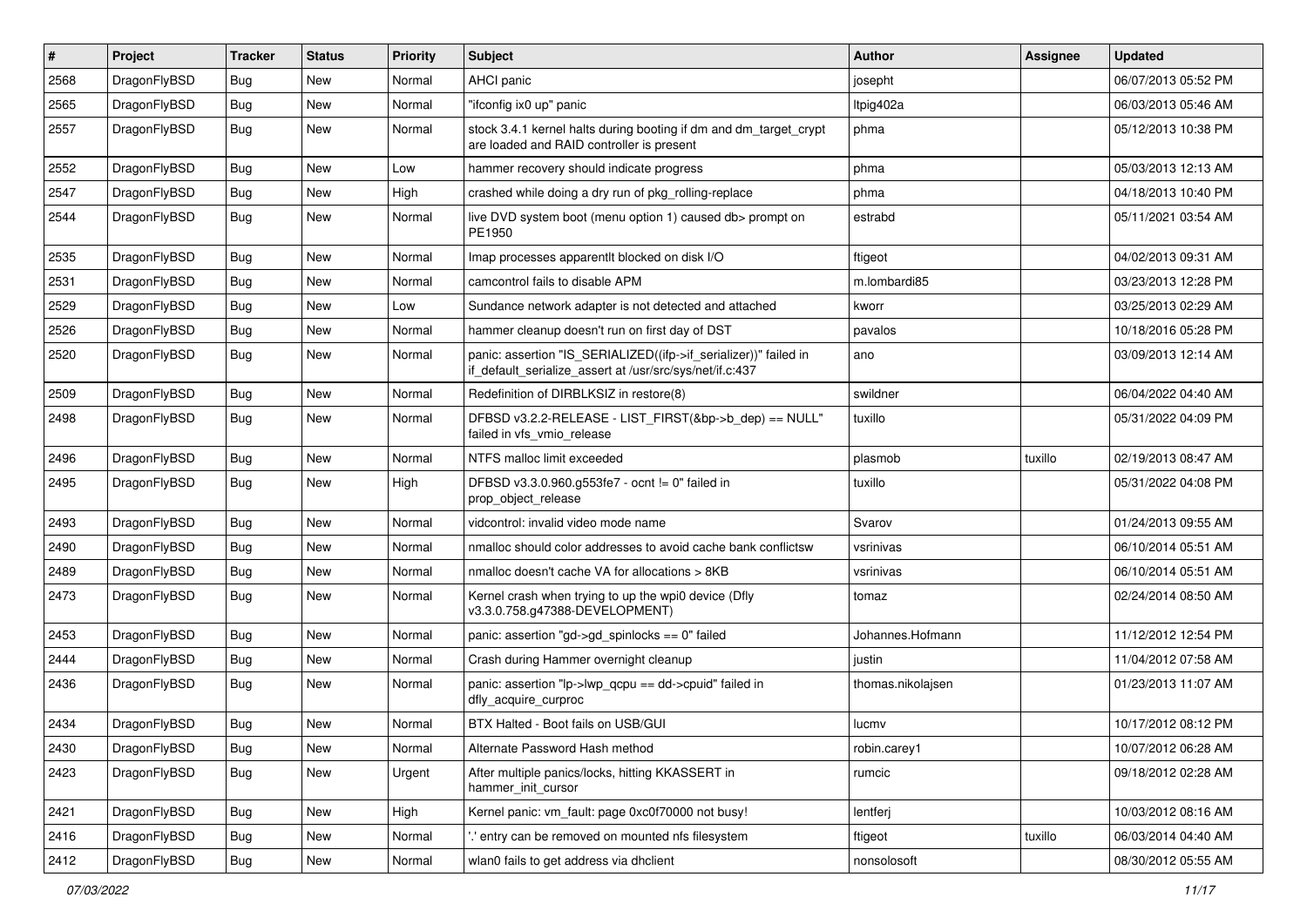| # | Project | Tracker | Status | Priority | Subject | Author | Assignee | Updated |
|---|---|---|---|---|---|---|---|---|
| 2568 | DragonFlyBSD | Bug | New | Normal | AHCI panic | josepht | | 06/07/2013 05:52 PM |
| 2565 | DragonFlyBSD | Bug | New | Normal | "ifconfig ix0 up" panic | ltpig402a | | 06/03/2013 05:46 AM |
| 2557 | DragonFlyBSD | Bug | New | Normal | stock 3.4.1 kernel halts during booting if dm and dm_target_crypt are loaded and RAID controller is present | phma | | 05/12/2013 10:38 PM |
| 2552 | DragonFlyBSD | Bug | New | Low | hammer recovery should indicate progress | phma | | 05/03/2013 12:13 AM |
| 2547 | DragonFlyBSD | Bug | New | High | crashed while doing a dry run of pkg_rolling-replace | phma | | 04/18/2013 10:40 PM |
| 2544 | DragonFlyBSD | Bug | New | Normal | live DVD system boot (menu option 1) caused db> prompt on PE1950 | estrabd | | 05/11/2021 03:54 AM |
| 2535 | DragonFlyBSD | Bug | New | Normal | Imap processes apparentlt blocked on disk I/O | ftigeot | | 04/02/2013 09:31 AM |
| 2531 | DragonFlyBSD | Bug | New | Normal | camcontrol fails to disable APM | m.lombardi85 | | 03/23/2013 12:28 PM |
| 2529 | DragonFlyBSD | Bug | New | Low | Sundance network adapter is not detected and attached | kworr | | 03/25/2013 02:29 AM |
| 2526 | DragonFlyBSD | Bug | New | Normal | hammer cleanup doesn't run on first day of DST | pavalos | | 10/18/2016 05:28 PM |
| 2520 | DragonFlyBSD | Bug | New | Normal | panic: assertion "IS_SERIALIZED((ifp->if_serializer))" failed in if_default_serialize_assert at /usr/src/sys/net/if.c:437 | ano | | 03/09/2013 12:14 AM |
| 2509 | DragonFlyBSD | Bug | New | Normal | Redefinition of DIRBLKSIZ in restore(8) | swildner | | 06/04/2022 04:40 AM |
| 2498 | DragonFlyBSD | Bug | New | Normal | DFBSD v3.2.2-RELEASE - LIST_FIRST(&bp->b_dep) == NULL" failed in vfs_vmio_release | tuxillo | | 05/31/2022 04:09 PM |
| 2496 | DragonFlyBSD | Bug | New | Normal | NTFS malloc limit exceeded | plasmob | tuxillo | 02/19/2013 08:47 AM |
| 2495 | DragonFlyBSD | Bug | New | High | DFBSD v3.3.0.960.g553fe7 - ocnt != 0" failed in prop_object_release | tuxillo | | 05/31/2022 04:08 PM |
| 2493 | DragonFlyBSD | Bug | New | Normal | vidcontrol: invalid video mode name | Svarov | | 01/24/2013 09:55 AM |
| 2490 | DragonFlyBSD | Bug | New | Normal | nmalloc should color addresses to avoid cache bank conflictsw | vsrinivas | | 06/10/2014 05:51 AM |
| 2489 | DragonFlyBSD | Bug | New | Normal | nmalloc doesn't cache VA for allocations > 8KB | vsrinivas | | 06/10/2014 05:51 AM |
| 2473 | DragonFlyBSD | Bug | New | Normal | Kernel crash when trying to up the wpi0 device (Dfly v3.3.0.758.g47388-DEVELOPMENT) | tomaz | | 02/24/2014 08:50 AM |
| 2453 | DragonFlyBSD | Bug | New | Normal | panic: assertion "gd->gd_spinlocks == 0" failed | Johannes.Hofmann | | 11/12/2012 12:54 PM |
| 2444 | DragonFlyBSD | Bug | New | Normal | Crash during Hammer overnight cleanup | justin | | 11/04/2012 07:58 AM |
| 2436 | DragonFlyBSD | Bug | New | Normal | panic: assertion "lp->lwp_qcpu == dd->cpuid" failed in dfly_acquire_curproc | thomas.nikolajsen | | 01/23/2013 11:07 AM |
| 2434 | DragonFlyBSD | Bug | New | Normal | BTX Halted - Boot fails on USB/GUI | lucmv | | 10/17/2012 08:12 PM |
| 2430 | DragonFlyBSD | Bug | New | Normal | Alternate Password Hash method | robin.carey1 | | 10/07/2012 06:28 AM |
| 2423 | DragonFlyBSD | Bug | New | Urgent | After multiple panics/locks, hitting KKASSERT in hammer_init_cursor | rumcic | | 09/18/2012 02:28 AM |
| 2421 | DragonFlyBSD | Bug | New | High | Kernel panic: vm_fault: page 0xc0f70000 not busy! | lentferj | | 10/03/2012 08:16 AM |
| 2416 | DragonFlyBSD | Bug | New | Normal | '.' entry can be removed on mounted nfs filesystem | ftigeot | tuxillo | 06/03/2014 04:40 AM |
| 2412 | DragonFlyBSD | Bug | New | Normal | wlan0 fails to get address via dhclient | nonsolosoft | | 08/30/2012 05:55 AM |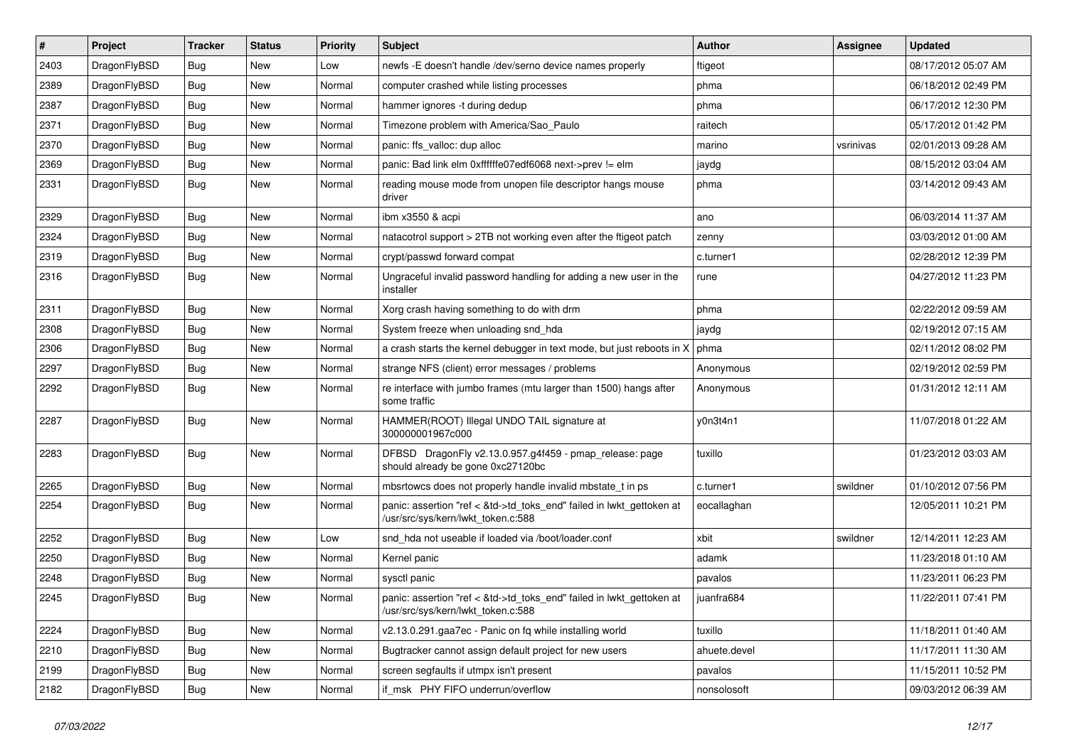| # | Project | Tracker | Status | Priority | Subject | Author | Assignee | Updated |
|---|---|---|---|---|---|---|---|---|
| 2403 | DragonFlyBSD | Bug | New | Low | newfs -E doesn't handle /dev/serno device names properly | ftigeot | | 08/17/2012 05:07 AM |
| 2389 | DragonFlyBSD | Bug | New | Normal | computer crashed while listing processes | phma | | 06/18/2012 02:49 PM |
| 2387 | DragonFlyBSD | Bug | New | Normal | hammer ignores -t during dedup | phma | | 06/17/2012 12:30 PM |
| 2371 | DragonFlyBSD | Bug | New | Normal | Timezone problem with America/Sao_Paulo | raitech | | 05/17/2012 01:42 PM |
| 2370 | DragonFlyBSD | Bug | New | Normal | panic: ffs_valloc: dup alloc | marino | vsrinivas | 02/01/2013 09:28 AM |
| 2369 | DragonFlyBSD | Bug | New | Normal | panic: Bad link elm 0xffffffe07edf6068 next->prev != elm | jaydg | | 08/15/2012 03:04 AM |
| 2331 | DragonFlyBSD | Bug | New | Normal | reading mouse mode from unopen file descriptor hangs mouse driver | phma | | 03/14/2012 09:43 AM |
| 2329 | DragonFlyBSD | Bug | New | Normal | ibm x3550 & acpi | ano | | 06/03/2014 11:37 AM |
| 2324 | DragonFlyBSD | Bug | New | Normal | natacotrol support > 2TB not working even after the ftigeot patch | zenny | | 03/03/2012 01:00 AM |
| 2319 | DragonFlyBSD | Bug | New | Normal | crypt/passwd forward compat | c.turner1 | | 02/28/2012 12:39 PM |
| 2316 | DragonFlyBSD | Bug | New | Normal | Ungraceful invalid password handling for adding a new user in the installer | rune | | 04/27/2012 11:23 PM |
| 2311 | DragonFlyBSD | Bug | New | Normal | Xorg crash having something to do with drm | phma | | 02/22/2012 09:59 AM |
| 2308 | DragonFlyBSD | Bug | New | Normal | System freeze when unloading snd_hda | jaydg | | 02/19/2012 07:15 AM |
| 2306 | DragonFlyBSD | Bug | New | Normal | a crash starts the kernel debugger in text mode, but just reboots in X | phma | | 02/11/2012 08:02 PM |
| 2297 | DragonFlyBSD | Bug | New | Normal | strange NFS (client) error messages / problems | Anonymous | | 02/19/2012 02:59 PM |
| 2292 | DragonFlyBSD | Bug | New | Normal | re interface with jumbo frames (mtu larger than 1500) hangs after some traffic | Anonymous | | 01/31/2012 12:11 AM |
| 2287 | DragonFlyBSD | Bug | New | Normal | HAMMER(ROOT) Illegal UNDO TAIL signature at 300000001967c000 | y0n3t4n1 | | 11/07/2018 01:22 AM |
| 2283 | DragonFlyBSD | Bug | New | Normal | DFBSD DragonFly v2.13.0.957.g4f459 - pmap_release: page should already be gone 0xc27120bc | tuxillo | | 01/23/2012 03:03 AM |
| 2265 | DragonFlyBSD | Bug | New | Normal | mbsrtowcs does not properly handle invalid mbstate_t in ps | c.turner1 | swildner | 01/10/2012 07:56 PM |
| 2254 | DragonFlyBSD | Bug | New | Normal | panic: assertion "ref < &td->td_toks_end" failed in lwkt_gettoken at /usr/src/sys/kern/lwkt_token.c:588 | eocallaghan | | 12/05/2011 10:21 PM |
| 2252 | DragonFlyBSD | Bug | New | Low | snd_hda not useable if loaded via /boot/loader.conf | xbit | swildner | 12/14/2011 12:23 AM |
| 2250 | DragonFlyBSD | Bug | New | Normal | Kernel panic | adamk | | 11/23/2018 01:10 AM |
| 2248 | DragonFlyBSD | Bug | New | Normal | sysctl panic | pavalos | | 11/23/2011 06:23 PM |
| 2245 | DragonFlyBSD | Bug | New | Normal | panic: assertion "ref < &td->td_toks_end" failed in lwkt_gettoken at /usr/src/sys/kern/lwkt_token.c:588 | juanfra684 | | 11/22/2011 07:41 PM |
| 2224 | DragonFlyBSD | Bug | New | Normal | v2.13.0.291.gaa7ec - Panic on fq while installing world | tuxillo | | 11/18/2011 01:40 AM |
| 2210 | DragonFlyBSD | Bug | New | Normal | Bugtracker cannot assign default project for new users | ahuete.devel | | 11/17/2011 11:30 AM |
| 2199 | DragonFlyBSD | Bug | New | Normal | screen segfaults if utmpx isn't present | pavalos | | 11/15/2011 10:52 PM |
| 2182 | DragonFlyBSD | Bug | New | Normal | if_msk PHY FIFO underrun/overflow | nonsolosoft | | 09/03/2012 06:39 AM |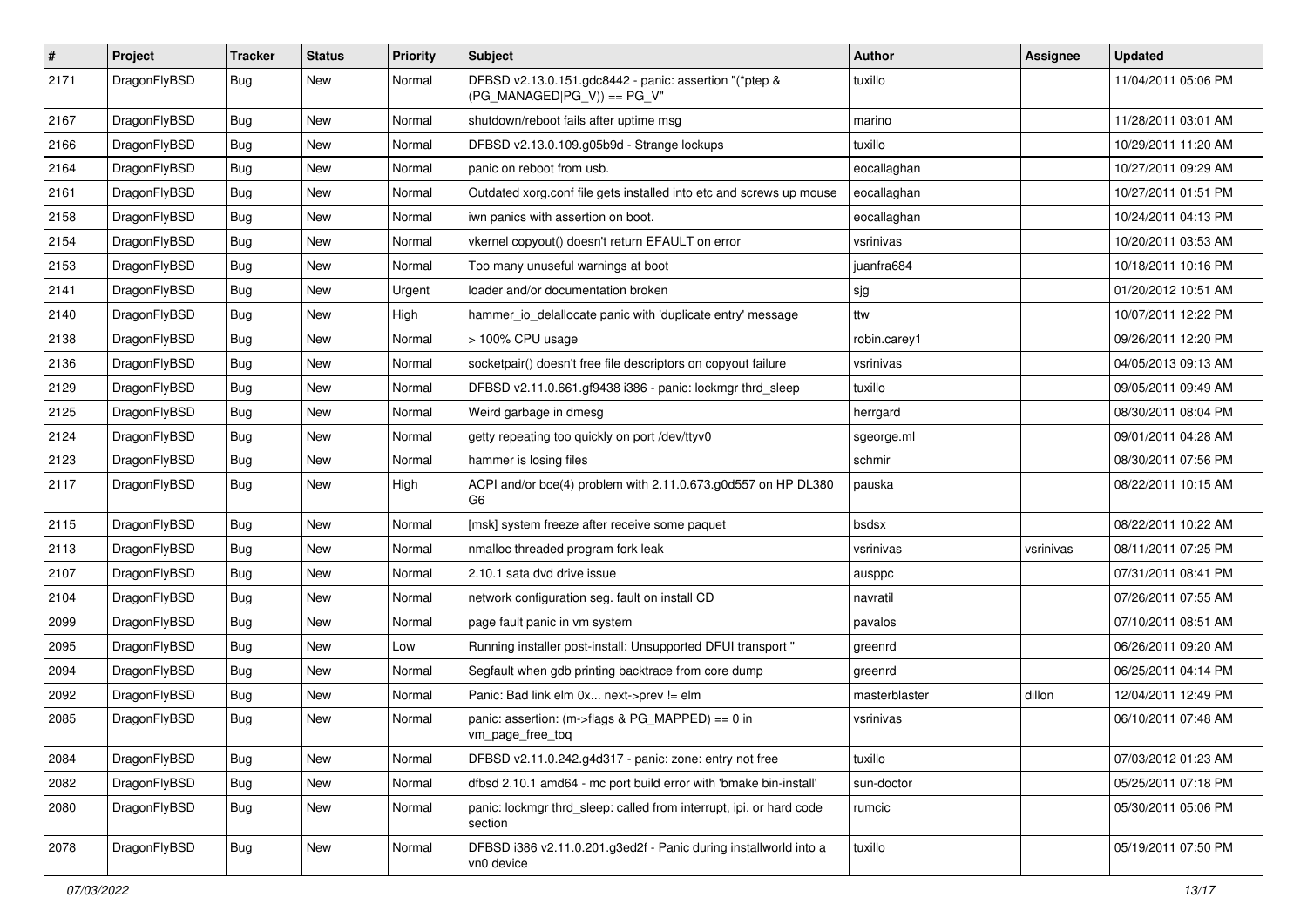| # | Project | Tracker | Status | Priority | Subject | Author | Assignee | Updated |
| --- | --- | --- | --- | --- | --- | --- | --- | --- |
| 2171 | DragonFlyBSD | Bug | New | Normal | DFBSD v2.13.0.151.gdc8442 - panic: assertion "(*ptep & (PG_MANAGED\|PG_V)) == PG_V" | tuxillo | | 11/04/2011 05:06 PM |
| 2167 | DragonFlyBSD | Bug | New | Normal | shutdown/reboot fails after uptime msg | marino | | 11/28/2011 03:01 AM |
| 2166 | DragonFlyBSD | Bug | New | Normal | DFBSD v2.13.0.109.g05b9d - Strange lockups | tuxillo | | 10/29/2011 11:20 AM |
| 2164 | DragonFlyBSD | Bug | New | Normal | panic on reboot from usb. | eocallaghan | | 10/27/2011 09:29 AM |
| 2161 | DragonFlyBSD | Bug | New | Normal | Outdated xorg.conf file gets installed into etc and screws up mouse | eocallaghan | | 10/27/2011 01:51 PM |
| 2158 | DragonFlyBSD | Bug | New | Normal | iwn panics with assertion on boot. | eocallaghan | | 10/24/2011 04:13 PM |
| 2154 | DragonFlyBSD | Bug | New | Normal | vkernel copyout() doesn't return EFAULT on error | vsrinivas | | 10/20/2011 03:53 AM |
| 2153 | DragonFlyBSD | Bug | New | Normal | Too many unuseful warnings at boot | juanfra684 | | 10/18/2011 10:16 PM |
| 2141 | DragonFlyBSD | Bug | New | Urgent | loader and/or documentation broken | sjg | | 01/20/2012 10:51 AM |
| 2140 | DragonFlyBSD | Bug | New | High | hammer_io_delallocate panic with 'duplicate entry' message | ttw | | 10/07/2011 12:22 PM |
| 2138 | DragonFlyBSD | Bug | New | Normal | > 100% CPU usage | robin.carey1 | | 09/26/2011 12:20 PM |
| 2136 | DragonFlyBSD | Bug | New | Normal | socketpair() doesn't free file descriptors on copyout failure | vsrinivas | | 04/05/2013 09:13 AM |
| 2129 | DragonFlyBSD | Bug | New | Normal | DFBSD v2.11.0.661.gf9438 i386 - panic: lockmgr thrd_sleep | tuxillo | | 09/05/2011 09:49 AM |
| 2125 | DragonFlyBSD | Bug | New | Normal | Weird garbage in dmesg | herrgard | | 08/30/2011 08:04 PM |
| 2124 | DragonFlyBSD | Bug | New | Normal | getty repeating too quickly on port /dev/ttyv0 | sgeorge.ml | | 09/01/2011 04:28 AM |
| 2123 | DragonFlyBSD | Bug | New | Normal | hammer is losing files | schmir | | 08/30/2011 07:56 PM |
| 2117 | DragonFlyBSD | Bug | New | High | ACPI and/or bce(4) problem with 2.11.0.673.g0d557 on HP DL380 G6 | pauska | | 08/22/2011 10:15 AM |
| 2115 | DragonFlyBSD | Bug | New | Normal | [msk] system freeze after receive some paquet | bsdsx | | 08/22/2011 10:22 AM |
| 2113 | DragonFlyBSD | Bug | New | Normal | nmalloc threaded program fork leak | vsrinivas | vsrinivas | 08/11/2011 07:25 PM |
| 2107 | DragonFlyBSD | Bug | New | Normal | 2.10.1 sata dvd drive issue | ausppc | | 07/31/2011 08:41 PM |
| 2104 | DragonFlyBSD | Bug | New | Normal | network configuration seg. fault on install CD | navratil | | 07/26/2011 07:55 AM |
| 2099 | DragonFlyBSD | Bug | New | Normal | page fault panic in vm system | pavalos | | 07/10/2011 08:51 AM |
| 2095 | DragonFlyBSD | Bug | New | Low | Running installer post-install: Unsupported DFUI transport " | greenrd | | 06/26/2011 09:20 AM |
| 2094 | DragonFlyBSD | Bug | New | Normal | Segfault when gdb printing backtrace from core dump | greenrd | | 06/25/2011 04:14 PM |
| 2092 | DragonFlyBSD | Bug | New | Normal | Panic: Bad link elm 0x... next->prev != elm | masterblaster | dillon | 12/04/2011 12:49 PM |
| 2085 | DragonFlyBSD | Bug | New | Normal | panic: assertion: (m->flags & PG_MAPPED) == 0 in vm_page_free_toq | vsrinivas | | 06/10/2011 07:48 AM |
| 2084 | DragonFlyBSD | Bug | New | Normal | DFBSD v2.11.0.242.g4d317 - panic: zone: entry not free | tuxillo | | 07/03/2012 01:23 AM |
| 2082 | DragonFlyBSD | Bug | New | Normal | dfbsd 2.10.1 amd64 - mc port build error with 'bmake bin-install' | sun-doctor | | 05/25/2011 07:18 PM |
| 2080 | DragonFlyBSD | Bug | New | Normal | panic: lockmgr thrd_sleep: called from interrupt, ipi, or hard code section | rumcic | | 05/30/2011 05:06 PM |
| 2078 | DragonFlyBSD | Bug | New | Normal | DFBSD i386 v2.11.0.201.g3ed2f - Panic during installworld into a vn0 device | tuxillo | | 05/19/2011 07:50 PM |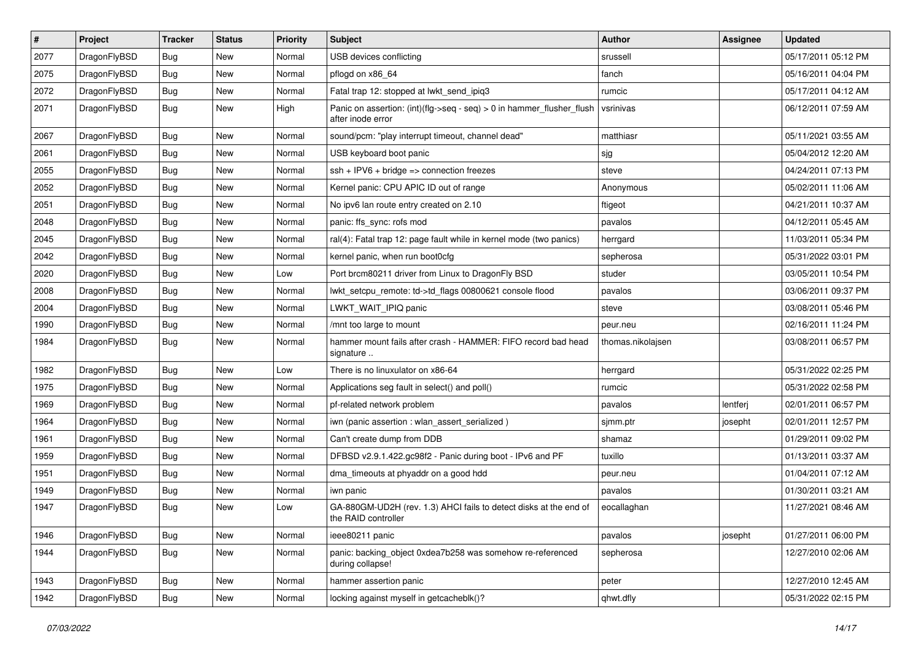| # | Project | Tracker | Status | Priority | Subject | Author | Assignee | Updated |
|---|---|---|---|---|---|---|---|---|
| 2077 | DragonFlyBSD | Bug | New | Normal | USB devices conflicting | srussell | | 05/17/2011 05:12 PM |
| 2075 | DragonFlyBSD | Bug | New | Normal | pflogd on x86_64 | fanch | | 05/16/2011 04:04 PM |
| 2072 | DragonFlyBSD | Bug | New | Normal | Fatal trap 12: stopped at lwkt_send_ipiq3 | rumcic | | 05/17/2011 04:12 AM |
| 2071 | DragonFlyBSD | Bug | New | High | Panic on assertion: (int)(flg->seq - seq) > 0 in hammer_flusher_flush after inode error | vsrinivas | | 06/12/2011 07:59 AM |
| 2067 | DragonFlyBSD | Bug | New | Normal | sound/pcm: "play interrupt timeout, channel dead" | matthiasr | | 05/11/2021 03:55 AM |
| 2061 | DragonFlyBSD | Bug | New | Normal | USB keyboard boot panic | sjg | | 05/04/2012 12:20 AM |
| 2055 | DragonFlyBSD | Bug | New | Normal | ssh + IPV6 + bridge => connection freezes | steve | | 04/24/2011 07:13 PM |
| 2052 | DragonFlyBSD | Bug | New | Normal | Kernel panic: CPU APIC ID out of range | Anonymous | | 05/02/2011 11:06 AM |
| 2051 | DragonFlyBSD | Bug | New | Normal | No ipv6 lan route entry created on 2.10 | ftigeot | | 04/21/2011 10:37 AM |
| 2048 | DragonFlyBSD | Bug | New | Normal | panic: ffs_sync: rofs mod | pavalos | | 04/12/2011 05:45 AM |
| 2045 | DragonFlyBSD | Bug | New | Normal | ral(4): Fatal trap 12: page fault while in kernel mode (two panics) | herrgard | | 11/03/2011 05:34 PM |
| 2042 | DragonFlyBSD | Bug | New | Normal | kernel panic, when run boot0cfg | sepherosa | | 05/31/2022 03:01 PM |
| 2020 | DragonFlyBSD | Bug | New | Low | Port brcm80211 driver from Linux to DragonFly BSD | studer | | 03/05/2011 10:54 PM |
| 2008 | DragonFlyBSD | Bug | New | Normal | lwkt_setcpu_remote: td->td_flags 00800621 console flood | pavalos | | 03/06/2011 09:37 PM |
| 2004 | DragonFlyBSD | Bug | New | Normal | LWKT_WAIT_IPIQ panic | steve | | 03/08/2011 05:46 PM |
| 1990 | DragonFlyBSD | Bug | New | Normal | /mnt too large to mount | peur.neu | | 02/16/2011 11:24 PM |
| 1984 | DragonFlyBSD | Bug | New | Normal | hammer mount fails after crash - HAMMER: FIFO record bad head signature .. | thomas.nikolajsen | | 03/08/2011 06:57 PM |
| 1982 | DragonFlyBSD | Bug | New | Low | There is no linuxulator on x86-64 | herrgard | | 05/31/2022 02:25 PM |
| 1975 | DragonFlyBSD | Bug | New | Normal | Applications seg fault in select() and poll() | rumcic | | 05/31/2022 02:58 PM |
| 1969 | DragonFlyBSD | Bug | New | Normal | pf-related network problem | pavalos | lentferj | 02/01/2011 06:57 PM |
| 1964 | DragonFlyBSD | Bug | New | Normal | iwn (panic assertion : wlan_assert_serialized ) | sjmm.ptr | josepht | 02/01/2011 12:57 PM |
| 1961 | DragonFlyBSD | Bug | New | Normal | Can't create dump from DDB | shamaz | | 01/29/2011 09:02 PM |
| 1959 | DragonFlyBSD | Bug | New | Normal | DFBSD v2.9.1.422.gc98f2 - Panic during boot - IPv6 and PF | tuxillo | | 01/13/2011 03:37 AM |
| 1951 | DragonFlyBSD | Bug | New | Normal | dma_timeouts at phyaddr on a good hdd | peur.neu | | 01/04/2011 07:12 AM |
| 1949 | DragonFlyBSD | Bug | New | Normal | iwn panic | pavalos | | 01/30/2011 03:21 AM |
| 1947 | DragonFlyBSD | Bug | New | Low | GA-880GM-UD2H (rev. 1.3) AHCI fails to detect disks at the end of the RAID controller | eocallaghan | | 11/27/2021 08:46 AM |
| 1946 | DragonFlyBSD | Bug | New | Normal | ieee80211 panic | pavalos | josepht | 01/27/2011 06:00 PM |
| 1944 | DragonFlyBSD | Bug | New | Normal | panic: backing_object 0xdea7b258 was somehow re-referenced during collapse! | sepherosa | | 12/27/2010 02:06 AM |
| 1943 | DragonFlyBSD | Bug | New | Normal | hammer assertion panic | peter | | 12/27/2010 12:45 AM |
| 1942 | DragonFlyBSD | Bug | New | Normal | locking against myself in getcacheblk()? | qhwt.dfly | | 05/31/2022 02:15 PM |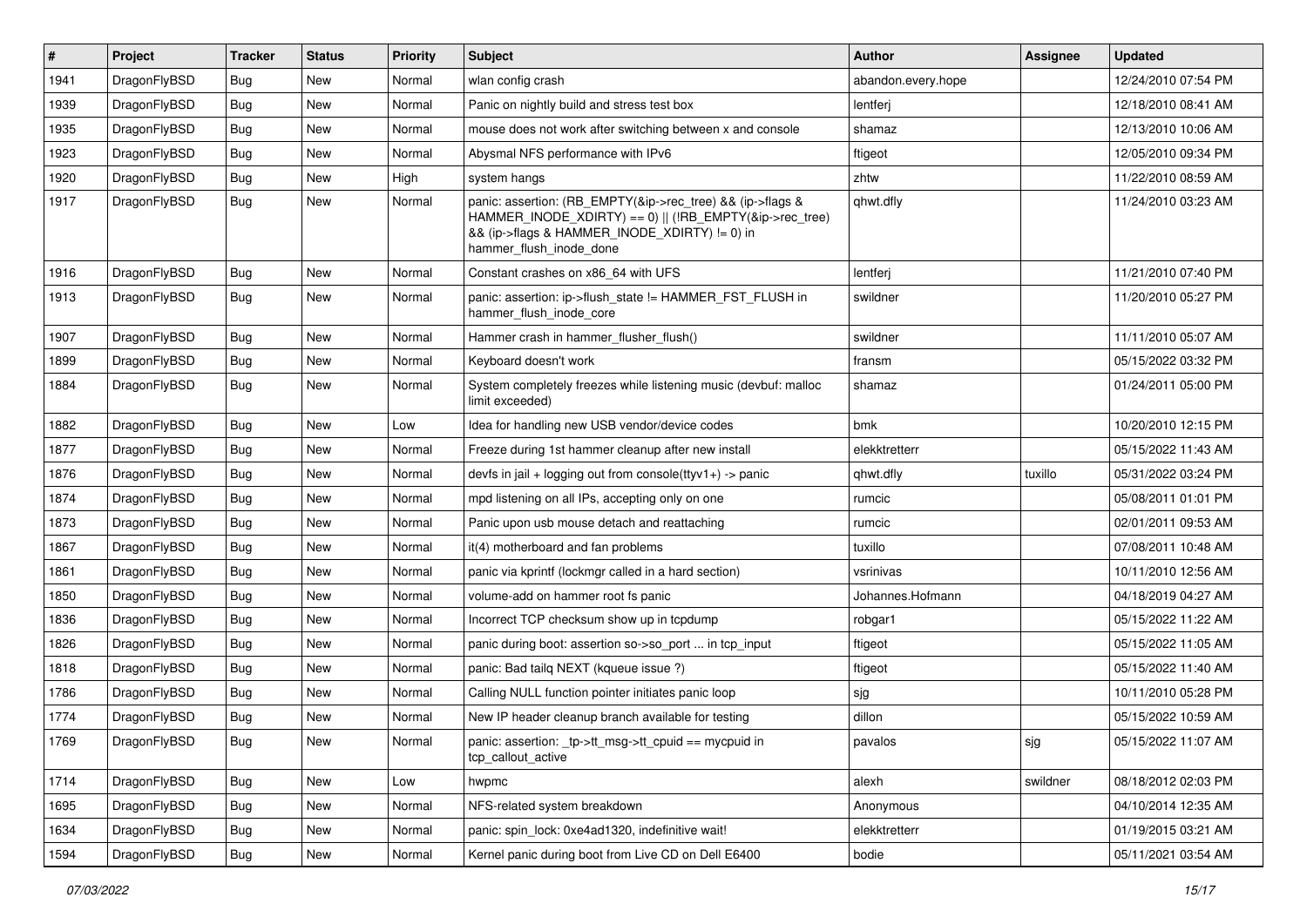| # | Project | Tracker | Status | Priority | Subject | Author | Assignee | Updated |
|---|---|---|---|---|---|---|---|---|
| 1941 | DragonFlyBSD | Bug | New | Normal | wlan config crash | abandon.every.hope | | 12/24/2010 07:54 PM |
| 1939 | DragonFlyBSD | Bug | New | Normal | Panic on nightly build and stress test box | lentferj | | 12/18/2010 08:41 AM |
| 1935 | DragonFlyBSD | Bug | New | Normal | mouse does not work after switching between x and console | shamaz | | 12/13/2010 10:06 AM |
| 1923 | DragonFlyBSD | Bug | New | Normal | Abysmal NFS performance with IPv6 | ftigeot | | 12/05/2010 09:34 PM |
| 1920 | DragonFlyBSD | Bug | New | High | system hangs | zhtw | | 11/22/2010 08:59 AM |
| 1917 | DragonFlyBSD | Bug | New | Normal | panic: assertion: (RB_EMPTY(&ip->rec_tree) && (ip->flags & HAMMER_INODE_XDIRTY) == 0) \|\| (!RB_EMPTY(&ip->rec_tree) && (ip->flags & HAMMER_INODE_XDIRTY) != 0) in hammer_flush_inode_done | qhwt.dfly | | 11/24/2010 03:23 AM |
| 1916 | DragonFlyBSD | Bug | New | Normal | Constant crashes on x86_64 with UFS | lentferj | | 11/21/2010 07:40 PM |
| 1913 | DragonFlyBSD | Bug | New | Normal | panic: assertion: ip->flush_state != HAMMER_FST_FLUSH in hammer_flush_inode_core | swildner | | 11/20/2010 05:27 PM |
| 1907 | DragonFlyBSD | Bug | New | Normal | Hammer crash in hammer_flusher_flush() | swildner | | 11/11/2010 05:07 AM |
| 1899 | DragonFlyBSD | Bug | New | Normal | Keyboard doesn't work | fransm | | 05/15/2022 03:32 PM |
| 1884 | DragonFlyBSD | Bug | New | Normal | System completely freezes while listening music (devbuf: malloc limit exceeded) | shamaz | | 01/24/2011 05:00 PM |
| 1882 | DragonFlyBSD | Bug | New | Low | Idea for handling new USB vendor/device codes | bmk | | 10/20/2010 12:15 PM |
| 1877 | DragonFlyBSD | Bug | New | Normal | Freeze during 1st hammer cleanup after new install | elekktretterr | | 05/15/2022 11:43 AM |
| 1876 | DragonFlyBSD | Bug | New | Normal | devfs in jail + logging out from console(ttyv1+) -> panic | qhwt.dfly | tuxillo | 05/31/2022 03:24 PM |
| 1874 | DragonFlyBSD | Bug | New | Normal | mpd listening on all IPs, accepting only on one | rumcic | | 05/08/2011 01:01 PM |
| 1873 | DragonFlyBSD | Bug | New | Normal | Panic upon usb mouse detach and reattaching | rumcic | | 02/01/2011 09:53 AM |
| 1867 | DragonFlyBSD | Bug | New | Normal | it(4) motherboard and fan problems | tuxillo | | 07/08/2011 10:48 AM |
| 1861 | DragonFlyBSD | Bug | New | Normal | panic via kprintf (lockmgr called in a hard section) | vsrinivas | | 10/11/2010 12:56 AM |
| 1850 | DragonFlyBSD | Bug | New | Normal | volume-add on hammer root fs panic | Johannes.Hofmann | | 04/18/2019 04:27 AM |
| 1836 | DragonFlyBSD | Bug | New | Normal | Incorrect TCP checksum show up in tcpdump | robgar1 | | 05/15/2022 11:22 AM |
| 1826 | DragonFlyBSD | Bug | New | Normal | panic during boot: assertion so->so_port ... in tcp_input | ftigeot | | 05/15/2022 11:05 AM |
| 1818 | DragonFlyBSD | Bug | New | Normal | panic: Bad tailq NEXT (kqueue issue ?) | ftigeot | | 05/15/2022 11:40 AM |
| 1786 | DragonFlyBSD | Bug | New | Normal | Calling NULL function pointer initiates panic loop | sjg | | 10/11/2010 05:28 PM |
| 1774 | DragonFlyBSD | Bug | New | Normal | New IP header cleanup branch available for testing | dillon | | 05/15/2022 10:59 AM |
| 1769 | DragonFlyBSD | Bug | New | Normal | panic: assertion: _tp->tt_msg->tt_cpuid == mycpuid in tcp_callout_active | pavalos | sjg | 05/15/2022 11:07 AM |
| 1714 | DragonFlyBSD | Bug | New | Low | hwpmc | alexh | swildner | 08/18/2012 02:03 PM |
| 1695 | DragonFlyBSD | Bug | New | Normal | NFS-related system breakdown | Anonymous | | 04/10/2014 12:35 AM |
| 1634 | DragonFlyBSD | Bug | New | Normal | panic: spin_lock: 0xe4ad1320, indefinitive wait! | elekktretterr | | 01/19/2015 03:21 AM |
| 1594 | DragonFlyBSD | Bug | New | Normal | Kernel panic during boot from Live CD on Dell E6400 | bodie | | 05/11/2021 03:54 AM |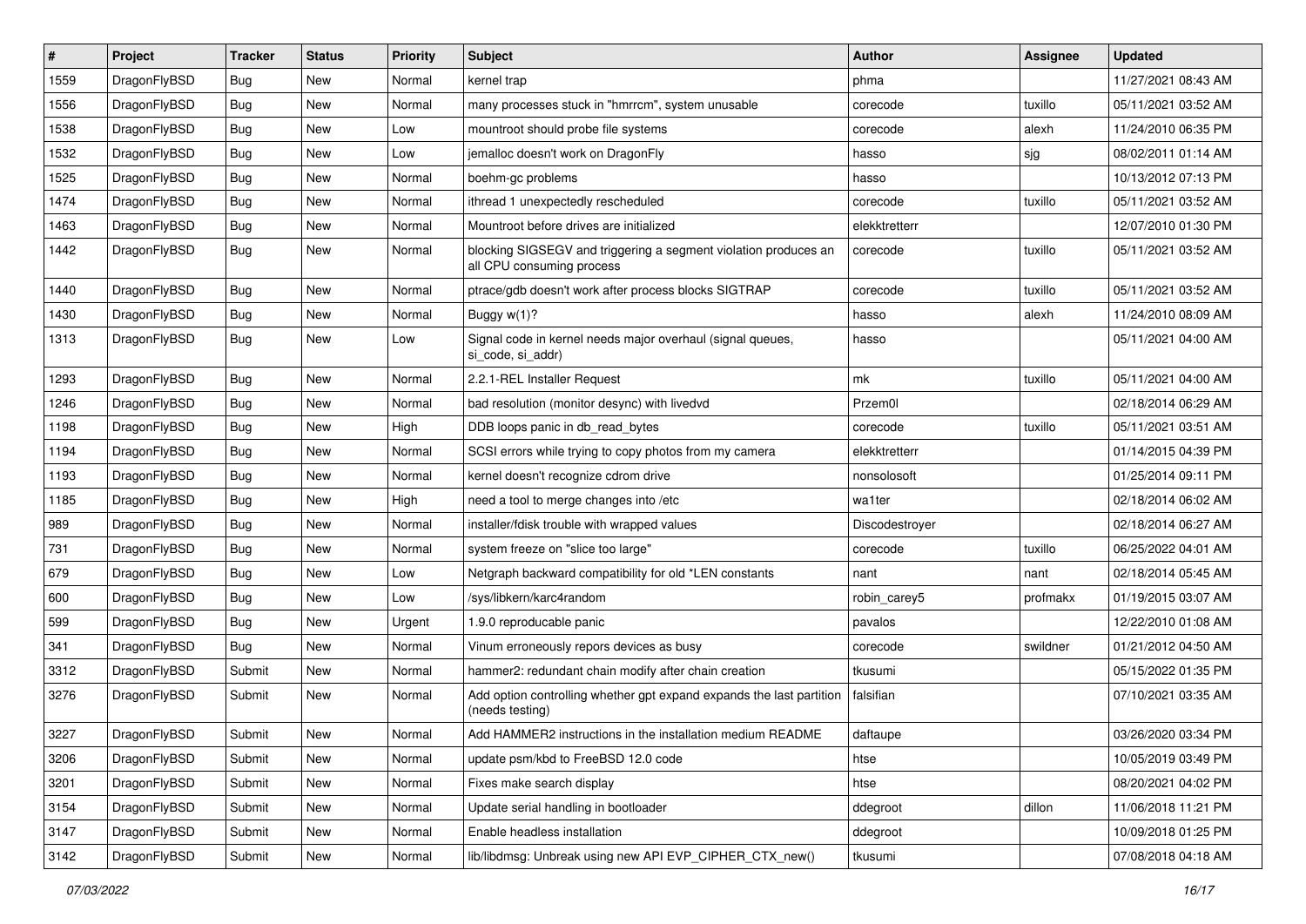| # | Project | Tracker | Status | Priority | Subject | Author | Assignee | Updated |
| --- | --- | --- | --- | --- | --- | --- | --- | --- |
| 1559 | DragonFlyBSD | Bug | New | Normal | kernel trap | phma | | 11/27/2021 08:43 AM |
| 1556 | DragonFlyBSD | Bug | New | Normal | many processes stuck in "hmrrcm", system unusable | corecode | tuxillo | 05/11/2021 03:52 AM |
| 1538 | DragonFlyBSD | Bug | New | Low | mountroot should probe file systems | corecode | alexh | 11/24/2010 06:35 PM |
| 1532 | DragonFlyBSD | Bug | New | Low | jemalloc doesn't work on DragonFly | hasso | sjg | 08/02/2011 01:14 AM |
| 1525 | DragonFlyBSD | Bug | New | Normal | boehm-gc problems | hasso | | 10/13/2012 07:13 PM |
| 1474 | DragonFlyBSD | Bug | New | Normal | ithread 1 unexpectedly rescheduled | corecode | tuxillo | 05/11/2021 03:52 AM |
| 1463 | DragonFlyBSD | Bug | New | Normal | Mountroot before drives are initialized | elekktretterr | | 12/07/2010 01:30 PM |
| 1442 | DragonFlyBSD | Bug | New | Normal | blocking SIGSEGV and triggering a segment violation produces an all CPU consuming process | corecode | tuxillo | 05/11/2021 03:52 AM |
| 1440 | DragonFlyBSD | Bug | New | Normal | ptrace/gdb doesn't work after process blocks SIGTRAP | corecode | tuxillo | 05/11/2021 03:52 AM |
| 1430 | DragonFlyBSD | Bug | New | Normal | Buggy w(1)? | hasso | alexh | 11/24/2010 08:09 AM |
| 1313 | DragonFlyBSD | Bug | New | Low | Signal code in kernel needs major overhaul (signal queues, si_code, si_addr) | hasso | | 05/11/2021 04:00 AM |
| 1293 | DragonFlyBSD | Bug | New | Normal | 2.2.1-REL Installer Request | mk | tuxillo | 05/11/2021 04:00 AM |
| 1246 | DragonFlyBSD | Bug | New | Normal | bad resolution (monitor desync) with livedvd | Przem0l | | 02/18/2014 06:29 AM |
| 1198 | DragonFlyBSD | Bug | New | High | DDB loops panic in db_read_bytes | corecode | tuxillo | 05/11/2021 03:51 AM |
| 1194 | DragonFlyBSD | Bug | New | Normal | SCSI errors while trying to copy photos from my camera | elekktretterr | | 01/14/2015 04:39 PM |
| 1193 | DragonFlyBSD | Bug | New | Normal | kernel doesn't recognize cdrom drive | nonsolosoft | | 01/25/2014 09:11 PM |
| 1185 | DragonFlyBSD | Bug | New | High | need a tool to merge changes into /etc | wa1ter | | 02/18/2014 06:02 AM |
| 989 | DragonFlyBSD | Bug | New | Normal | installer/fdisk trouble with wrapped values | Discodestroyer | | 02/18/2014 06:27 AM |
| 731 | DragonFlyBSD | Bug | New | Normal | system freeze on "slice too large" | corecode | tuxillo | 06/25/2022 04:01 AM |
| 679 | DragonFlyBSD | Bug | New | Low | Netgraph backward compatibility for old *LEN constants | nant | nant | 02/18/2014 05:45 AM |
| 600 | DragonFlyBSD | Bug | New | Low | /sys/libkern/karc4random | robin_carey5 | profmakx | 01/19/2015 03:07 AM |
| 599 | DragonFlyBSD | Bug | New | Urgent | 1.9.0 reproducable panic | pavalos | | 12/22/2010 01:08 AM |
| 341 | DragonFlyBSD | Bug | New | Normal | Vinum erroneously repors devices as busy | corecode | swildner | 01/21/2012 04:50 AM |
| 3312 | DragonFlyBSD | Submit | New | Normal | hammer2: redundant chain modify after chain creation | tkusumi | | 05/15/2022 01:35 PM |
| 3276 | DragonFlyBSD | Submit | New | Normal | Add option controlling whether gpt expand expands the last partition (needs testing) | falsifian | | 07/10/2021 03:35 AM |
| 3227 | DragonFlyBSD | Submit | New | Normal | Add HAMMER2 instructions in the installation medium README | daftaupe | | 03/26/2020 03:34 PM |
| 3206 | DragonFlyBSD | Submit | New | Normal | update psm/kbd to FreeBSD 12.0 code | htse | | 10/05/2019 03:49 PM |
| 3201 | DragonFlyBSD | Submit | New | Normal | Fixes make search display | htse | | 08/20/2021 04:02 PM |
| 3154 | DragonFlyBSD | Submit | New | Normal | Update serial handling in bootloader | ddegroot | dillon | 11/06/2018 11:21 PM |
| 3147 | DragonFlyBSD | Submit | New | Normal | Enable headless installation | ddegroot | | 10/09/2018 01:25 PM |
| 3142 | DragonFlyBSD | Submit | New | Normal | lib/libdmsg: Unbreak using new API EVP_CIPHER_CTX_new() | tkusumi | | 07/08/2018 04:18 AM |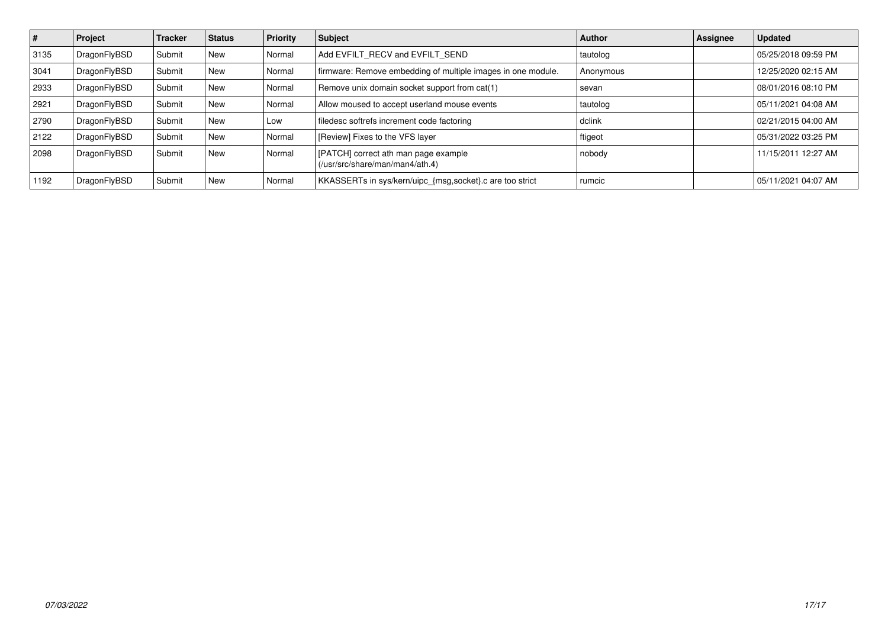| # | Project | Tracker | Status | Priority | Subject | Author | Assignee | Updated |
|---|---|---|---|---|---|---|---|---|
| 3135 | DragonFlyBSD | Submit | New | Normal | Add EVFILT_RECV and EVFILT_SEND | tautolog | | 05/25/2018 09:59 PM |
| 3041 | DragonFlyBSD | Submit | New | Normal | firmware: Remove embedding of multiple images in one module. | Anonymous | | 12/25/2020 02:15 AM |
| 2933 | DragonFlyBSD | Submit | New | Normal | Remove unix domain socket support from cat(1) | sevan | | 08/01/2016 08:10 PM |
| 2921 | DragonFlyBSD | Submit | New | Normal | Allow moused to accept userland mouse events | tautolog | | 05/11/2021 04:08 AM |
| 2790 | DragonFlyBSD | Submit | New | Low | filedesc softrefs increment code factoring | dclink | | 02/21/2015 04:00 AM |
| 2122 | DragonFlyBSD | Submit | New | Normal | [Review] Fixes to the VFS layer | ftigeot | | 05/31/2022 03:25 PM |
| 2098 | DragonFlyBSD | Submit | New | Normal | [PATCH] correct ath man page example (/usr/src/share/man/man4/ath.4) | nobody | | 11/15/2011 12:27 AM |
| 1192 | DragonFlyBSD | Submit | New | Normal | KKASSERTs in sys/kern/uipc_{msg,socket}.c are too strict | rumcic | | 05/11/2021 04:07 AM |

*07/03/2022*